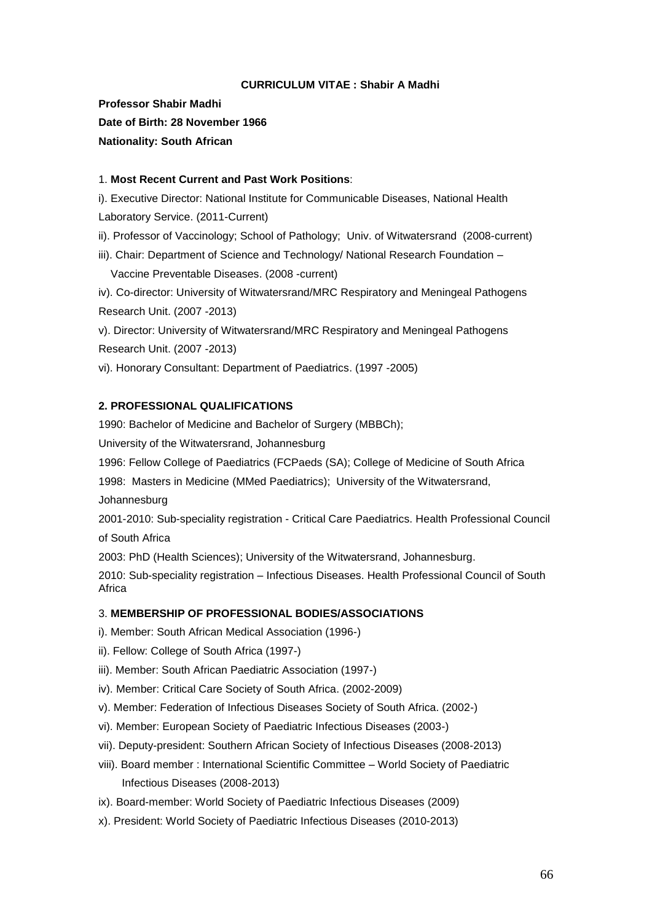# CURRICULUM VITAE : Shabir A Madhi

**Professor Shabir Madhi**

**Date of Birth: 28 November 1966**

**Nationality: South African**

## 1. Most Recent Current and Past Work Positions:

i). Executive Director: National Institute for Communicable Diseases, National Health Laboratory Service. (2011-Current)

ii). Professor of Vaccinology; School of Pathology; Univ. of Witwatersrand (2008-current)

iii). Chair: Department of Science and Technology/ National Research Foundation – Vaccine Preventable Diseases. (2008 -current)

iv). Co-director: University of Witwatersrand/MRC Respiratory and Meningeal Pathogens Research Unit. (2007 -2013)

v). Director: University of Witwatersrand/MRC Respiratory and Meningeal Pathogens Research Unit. (2007 -2013)

vi). Honorary Consultant: Department of Paediatrics. (1997 -2005)

## 2. PROFESSIONAL QUALIFICATIONS

1990: Bachelor of Medicine and Bachelor of Surgery (MBBCh); University of the Witwatersrand, Johannesburg

1996: Fellow College of Paediatrics (FCPaeds (SA); College of Medicine of South Africa

1998: Masters in Medicine (MMed Paediatrics); University of the Witwatersrand, Johannesburg

2001-2010: Sub-speciality registration - Critical Care Paediatrics. Health Professional Council of South Africa

2003: PhD (Health Sciences); University of the Witwatersrand, Johannesburg.

2010: Sub-speciality registration – Infectious Diseases. Health Professional Council of South Africa

## 3. MEMBERSHIP OF PROFESSIONAL BODIES/ASSOCIATIONS

i). Member: South African Medical Association (1996-)

ii). Fellow: College of South Africa (1997-)

iii). Member: South African Paediatric Association (1997-)

iv). Member: Critical Care Society of South Africa. (2002-2009)

v). Member: Federation of Infectious Diseases Society of South Africa. (2002-)

vi). Member: European Society of Paediatric Infectious Diseases (2003-)

vii). Deputy-president: Southern African Society of Infectious Diseases (2008-2013)

viii). Board member : International Scientific Committee – World Society of Paediatric Infectious Diseases (2008-2013)

ix). Board-member: World Society of Paediatric Infectious Diseases (2009)

x). President: World Society of Paediatric Infectious Diseases (2010-2013)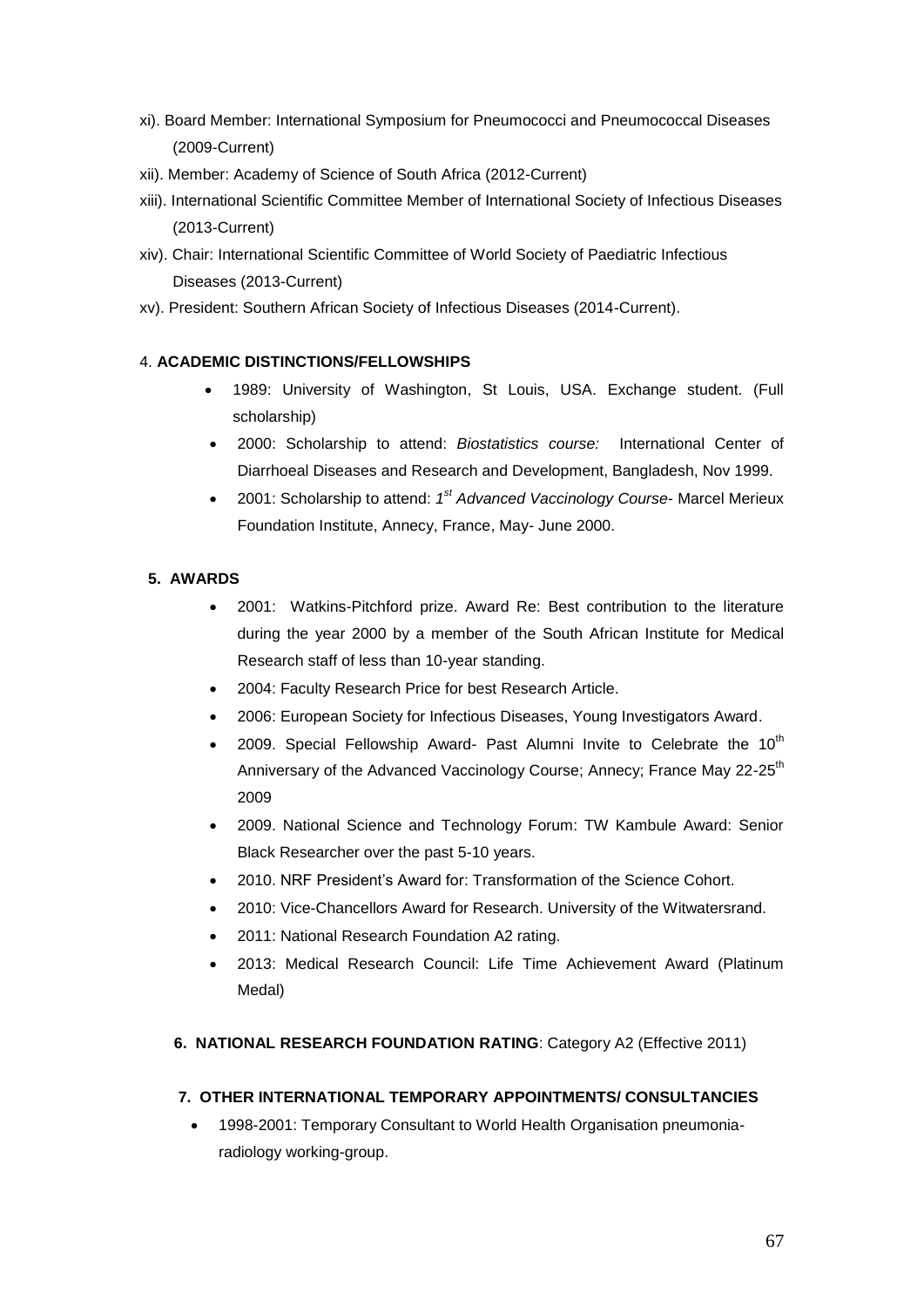xi). Board Member: International Symposium for Pneumococci and Pneumococcal Diseases (2009-Current)

xii). Member: Academy of Science of South Africa (2012-Current)

xiii). International Scientific Committee Member of International Society of Infectious Diseases (2013-Current)

xiv). Chair: International Scientific Committee of World Society of Paediatric Infectious Diseases (2013-Current)

xv). President: Southern African Society of Infectious Diseases (2014-Current).

## 4. ACADEMIC DISTINCTIONS/FELLOWSHIPS

- 1989: University of Washington, St Louis, USA. Exchange student. (Full scholarship)
- 2000: Scholarship to attend: *Biostatistics course:* International Center of Diarrhoeal Diseases and Research and Development, Bangladesh, Nov 1999.
- 2001: Scholarship to attend: *1st Advanced Vaccinology Course*- Marcel Merieux Foundation Institute, Annecy, France, May- June 2000.

## 5. AWARDS

- 2001: Watkins-Pitchford prize. Award Re: Best contribution to the literature during the year 2000 by a member of the South African Institute for Medical Research staff of less than 10-year standing.
- 2004: Faculty Research Price for best Research Article.
- 2006: European Society for Infectious Diseases, Young Investigators Award.
- 2009. Special Fellowship Award- Past Alumni Invite to Celebrate the 10th Anniversary of the Advanced Vaccinology Course; Annecy; France May 22-25th 2009
- 2009. National Science and Technology Forum: TW Kambule Award: Senior Black Researcher over the past 5-10 years.
- 2010. NRF President's Award for: Transformation of the Science Cohort.
- 2010: Vice-Chancellors Award for Research. University of the Witwatersrand.
- 2011: National Research Foundation A2 rating.
- 2013: Medical Research Council: Life Time Achievement Award (Platinum Medal)

## 6. NATIONAL RESEARCH FOUNDATION RATING: Category A2 (Effective 2011)

## 7. OTHER INTERNATIONAL TEMPORARY APPOINTMENTS/ CONSULTANCIES

- 1998-2001: Temporary Consultant to World Health Organisation pneumonia-radiology working-group.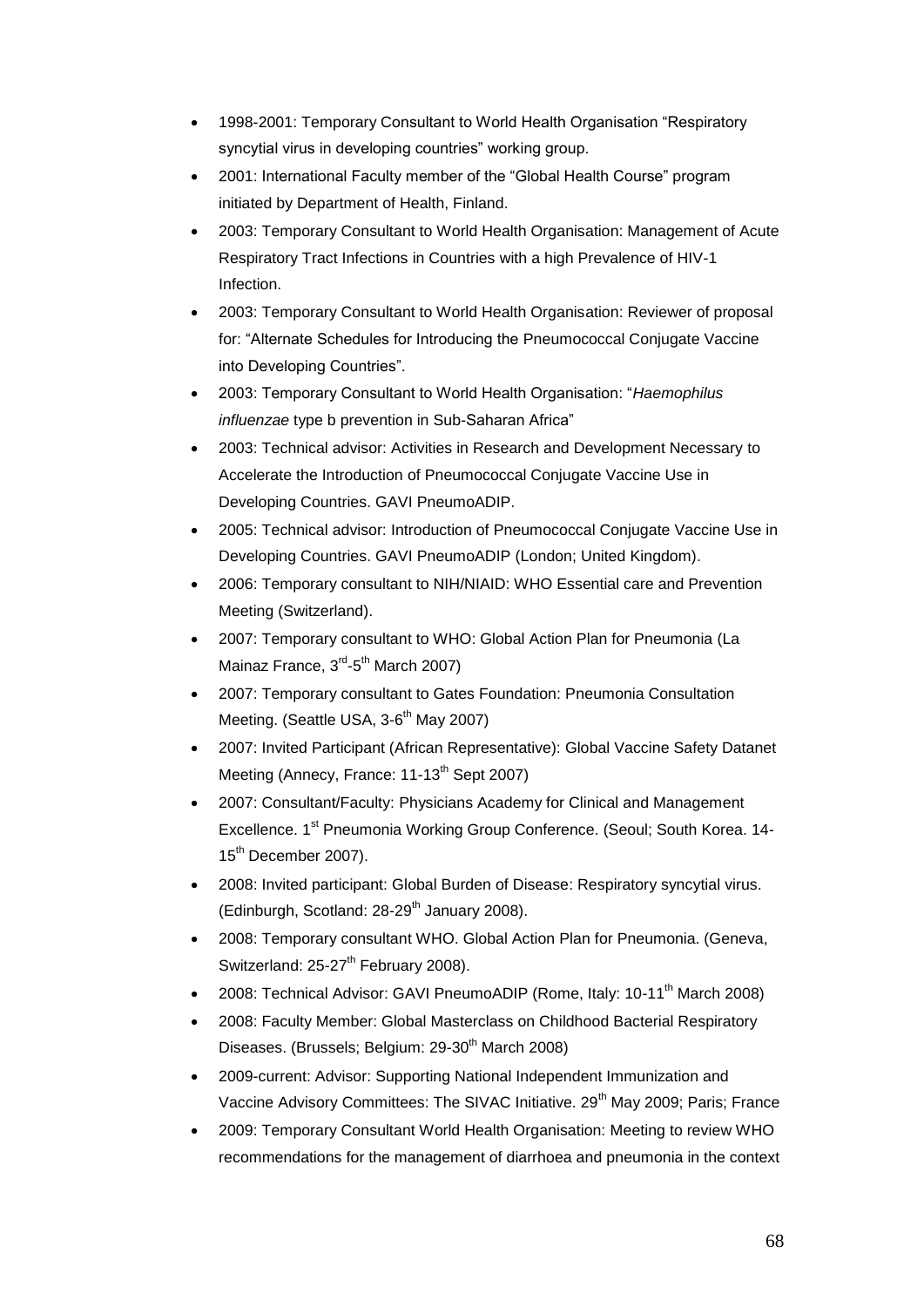- 1998-2001: Temporary Consultant to World Health Organisation “Respiratory syncytial virus in developing countries” working group.
- 2001: International Faculty member of the “Global Health Course” program initiated by Department of Health, Finland.
- 2003: Temporary Consultant to World Health Organisation: Management of Acute Respiratory Tract Infections in Countries with a high Prevalence of HIV-1 Infection.
- 2003: Temporary Consultant to World Health Organisation: Reviewer of proposal for: “Alternate Schedules for Introducing the Pneumococcal Conjugate Vaccine into Developing Countries”.
- 2003: Temporary Consultant to World Health Organisation: “*Haemophilus influenzae* type b prevention in Sub-Saharan Africa”
- 2003: Technical advisor: Activities in Research and Development Necessary to Accelerate the Introduction of Pneumococcal Conjugate Vaccine Use in Developing Countries. GAVI PneumoADIP.
- 2005: Technical advisor: Introduction of Pneumococcal Conjugate Vaccine Use in Developing Countries. GAVI PneumoADIP (London; United Kingdom).
- 2006: Temporary consultant to NIH/NIAID: WHO Essential care and Prevention Meeting (Switzerland).
- 2007: Temporary consultant to WHO: Global Action Plan for Pneumonia (La Mainaz France, 3rd-5th March 2007)
- 2007: Temporary consultant to Gates Foundation: Pneumonia Consultation Meeting. (Seattle USA, 3-6th May 2007)
- 2007: Invited Participant (African Representative): Global Vaccine Safety Datanet Meeting (Annecy, France: 11-13th Sept 2007)
- 2007: Consultant/Faculty: Physicians Academy for Clinical and Management Excellence. 1st Pneumonia Working Group Conference. (Seoul; South Korea. 14-15th December 2007).
- 2008: Invited participant: Global Burden of Disease: Respiratory syncytial virus. (Edinburgh, Scotland: 28-29th January 2008).
- 2008: Temporary consultant WHO. Global Action Plan for Pneumonia. (Geneva, Switzerland: 25-27th February 2008).
- 2008: Technical Advisor: GAVI PneumoADIP (Rome, Italy: 10-11th March 2008)
- 2008: Faculty Member: Global Masterclass on Childhood Bacterial Respiratory Diseases. (Brussels; Belgium: 29-30th March 2008)
- 2009-current: Advisor: Supporting National Independent Immunization and Vaccine Advisory Committees: The SIVAC Initiative. 29th May 2009; Paris; France
- 2009: Temporary Consultant World Health Organisation: Meeting to review WHO recommendations for the management of diarrhoea and pneumonia in the context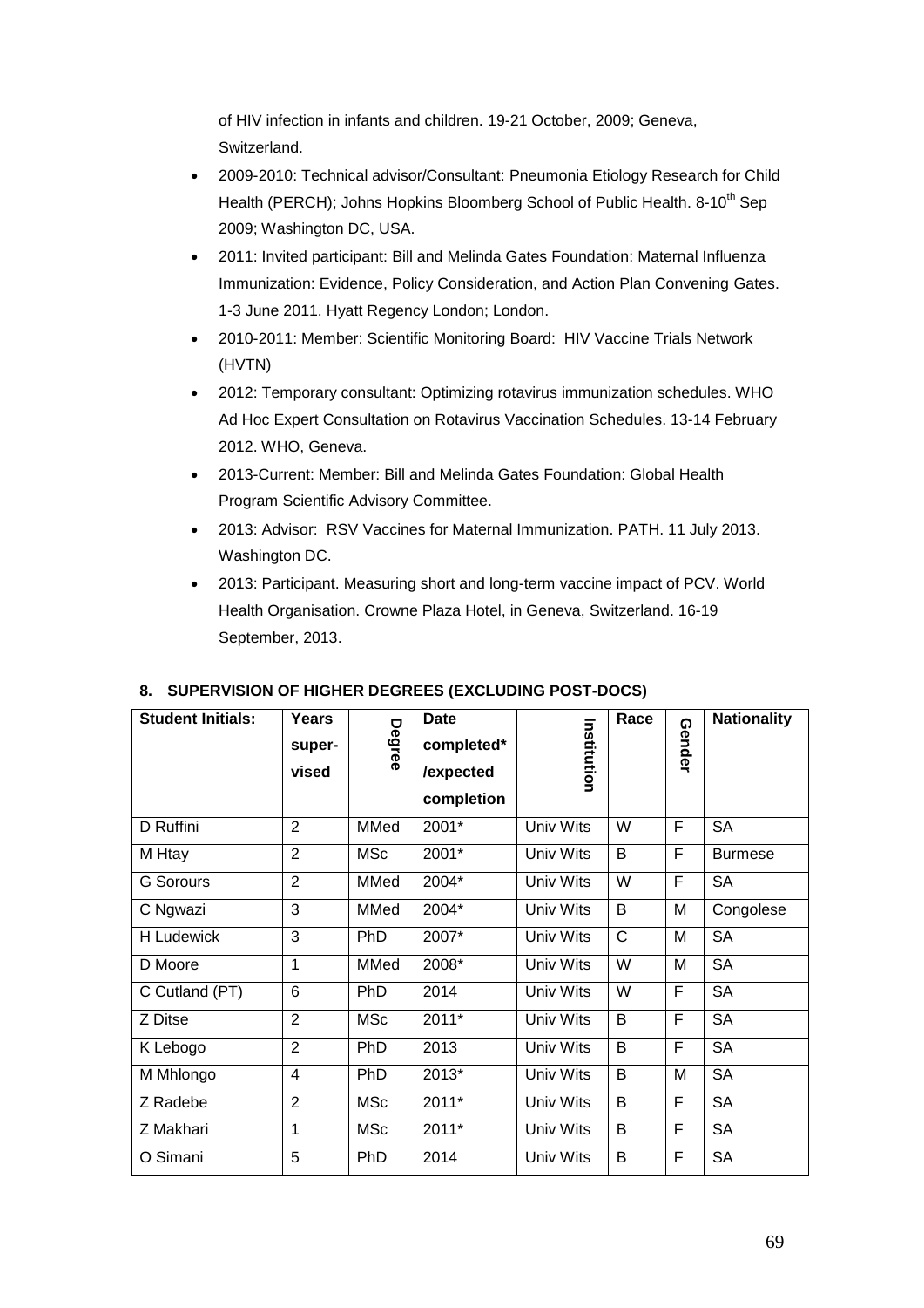of HIV infection in infants and children. 19-21 October, 2009; Geneva, Switzerland.

- 2009-2010: Technical advisor/Consultant: Pneumonia Etiology Research for Child Health (PERCH); Johns Hopkins Bloomberg School of Public Health. 8-10th Sep 2009; Washington DC, USA.
- 2011: Invited participant: Bill and Melinda Gates Foundation: Maternal Influenza Immunization: Evidence, Policy Consideration, and Action Plan Convening Gates. 1-3 June 2011. Hyatt Regency London; London.
- 2010-2011: Member: Scientific Monitoring Board: HIV Vaccine Trials Network (HVTN)
- 2012: Temporary consultant: Optimizing rotavirus immunization schedules. WHO Ad Hoc Expert Consultation on Rotavirus Vaccination Schedules. 13-14 February 2012. WHO, Geneva.
- 2013-Current: Member: Bill and Melinda Gates Foundation: Global Health Program Scientific Advisory Committee.
- 2013: Advisor: RSV Vaccines for Maternal Immunization. PATH. 11 July 2013. Washington DC.
- 2013: Participant. Measuring short and long-term vaccine impact of PCV. World Health Organisation. Crowne Plaza Hotel, in Geneva, Switzerland. 16-19 September, 2013.

## 8. SUPERVISION OF HIGHER DEGREES (EXCLUDING POST-DOCS)

| Student Initials: | Years super-vised | Degree | Date completed* /expected completion | Institution | Race | Gender | Nationality |
|---|---|---|---|---|---|---|---|
| D Ruffini | 2 | MMed | 2001* | Univ Wits | W | F | SA |
| M Htay | 2 | MSc | 2001* | Univ Wits | B | F | Burmese |
| G Sorours | 2 | MMed | 2004* | Univ Wits | W | F | SA |
| C Ngwazi | 3 | MMed | 2004* | Univ Wits | B | M | Congolese |
| H Ludewick | 3 | PhD | 2007* | Univ Wits | C | M | SA |
| D Moore | 1 | MMed | 2008* | Univ Wits | W | M | SA |
| C Cutland (PT) | 6 | PhD | 2014 | Univ Wits | W | F | SA |
| Z Ditse | 2 | MSc | 2011* | Univ Wits | B | F | SA |
| K Lebogo | 2 | PhD | 2013 | Univ Wits | B | F | SA |
| M Mhlongo | 4 | PhD | 2013* | Univ Wits | B | M | SA |
| Z Radebe | 2 | MSc | 2011* | Univ Wits | B | F | SA |
| Z Makhari | 1 | MSc | 2011* | Univ Wits | B | F | SA |
| O Simani | 5 | PhD | 2014 | Univ Wits | B | F | SA |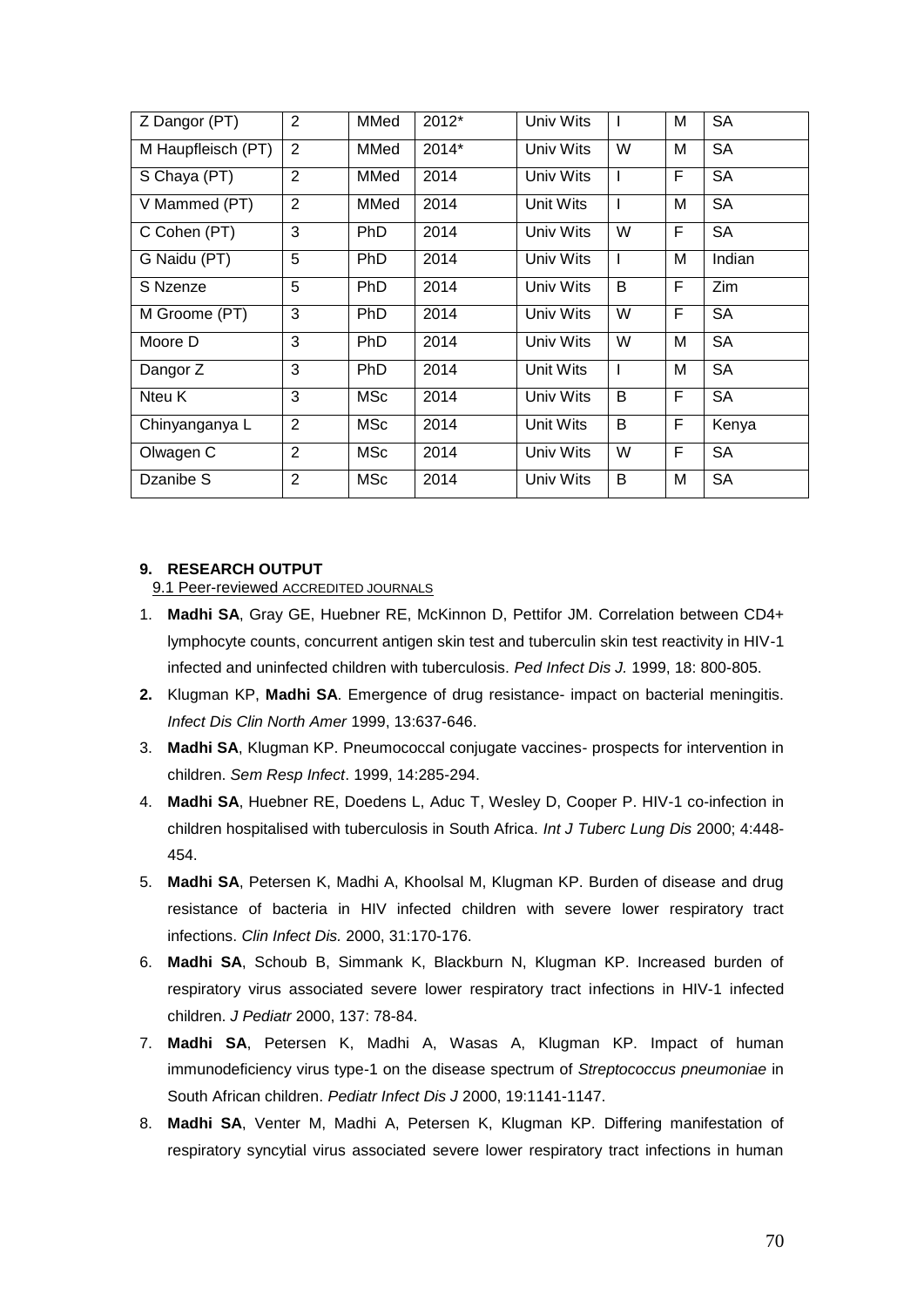| Z Dangor (PT) | 2 | MMed | 2012* | Univ Wits | I | M | SA |
|---|---|---|---|---|---|---|---|
| M Haupfleisch (PT) | 2 | MMed | 2014* | Univ Wits | W | M | SA |
| S Chaya (PT) | 2 | MMed | 2014 | Univ Wits | I | F | SA |
| V Mammed (PT) | 2 | MMed | 2014 | Unit Wits | I | M | SA |
| C Cohen (PT) | 3 | PhD | 2014 | Univ Wits | W | F | SA |
| G Naidu (PT) | 5 | PhD | 2014 | Univ Wits | I | M | Indian |
| S Nzenze | 5 | PhD | 2014 | Univ Wits | B | F | Zim |
| M Groome (PT) | 3 | PhD | 2014 | Univ Wits | W | F | SA |
| Moore D | 3 | PhD | 2014 | Univ Wits | W | M | SA |
| Dangor Z | 3 | PhD | 2014 | Unit Wits | I | M | SA |
| Nteu K | 3 | MSc | 2014 | Univ Wits | B | F | SA |
| Chinyanganya L | 2 | MSc | 2014 | Unit Wits | B | F | Kenya |
| Olwagen C | 2 | MSc | 2014 | Univ Wits | W | F | SA |
| Dzanibe S | 2 | MSc | 2014 | Univ Wits | B | M | SA |

## 9. RESEARCH OUTPUT

9.1 Peer-reviewed ACCREDITED JOURNALS

1. **Madhi SA**, Gray GE, Huebner RE, McKinnon D, Pettifor JM. Correlation between CD4+ lymphocyte counts, concurrent antigen skin test and tuberculin skin test reactivity in HIV-1 infected and uninfected children with tuberculosis. *Ped Infect Dis J.* 1999, 18: 800-805.
2. Klugman KP, **Madhi SA**. Emergence of drug resistance- impact on bacterial meningitis. *Infect Dis Clin North Amer* 1999, 13:637-646.
3. **Madhi SA**, Klugman KP. Pneumococcal conjugate vaccines- prospects for intervention in children. *Sem Resp Infect*. 1999, 14:285-294.
4. **Madhi SA**, Huebner RE, Doedens L, Aduc T, Wesley D, Cooper P. HIV-1 co-infection in children hospitalised with tuberculosis in South Africa. *Int J Tuberc Lung Dis* 2000; 4:448-454.
5. **Madhi SA**, Petersen K, Madhi A, Khoolsal M, Klugman KP. Burden of disease and drug resistance of bacteria in HIV infected children with severe lower respiratory tract infections. *Clin Infect Dis.* 2000, 31:170-176.
6. **Madhi SA**, Schoub B, Simmank K, Blackburn N, Klugman KP. Increased burden of respiratory virus associated severe lower respiratory tract infections in HIV-1 infected children. *J Pediatr* 2000, 137: 78-84.
7. **Madhi SA**, Petersen K, Madhi A, Wasas A, Klugman KP. Impact of human immunodeficiency virus type-1 on the disease spectrum of *Streptococcus pneumoniae* in South African children. *Pediatr Infect Dis J* 2000, 19:1141-1147.
8. **Madhi SA**, Venter M, Madhi A, Petersen K, Klugman KP. Differing manifestation of respiratory syncytial virus associated severe lower respiratory tract infections in human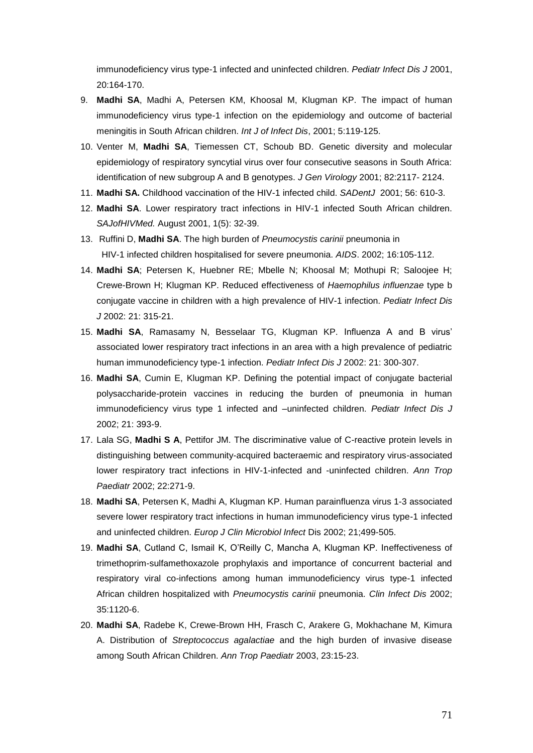immunodeficiency virus type-1 infected and uninfected children. *Pediatr Infect Dis J* 2001, 20:164-170.

9. **Madhi SA**, Madhi A, Petersen KM, Khoosal M, Klugman KP. The impact of human immunodeficiency virus type-1 infection on the epidemiology and outcome of bacterial meningitis in South African children. *Int J of Infect Dis*, 2001; 5:119-125.
10. Venter M, **Madhi SA**, Tiemessen CT, Schoub BD. Genetic diversity and molecular epidemiology of respiratory syncytial virus over four consecutive seasons in South Africa: identification of new subgroup A and B genotypes. *J Gen Virology* 2001; 82:2117- 2124.
11. **Madhi SA.** Childhood vaccination of the HIV-1 infected child. *SADentJ* 2001; 56: 610-3.
12. **Madhi SA**. Lower respiratory tract infections in HIV-1 infected South African children. *SAJofHIVMed.* August 2001, 1(5): 32-39.
13. Ruffini D, **Madhi SA**. The high burden of *Pneumocystis carinii* pneumonia in HIV-1 infected children hospitalised for severe pneumonia. *AIDS*. 2002; 16:105-112.
14. **Madhi SA**; Petersen K, Huebner RE; Mbelle N; Khoosal M; Mothupi R; Saloojee H; Crewe-Brown H; Klugman KP. Reduced effectiveness of *Haemophilus influenzae* type b conjugate vaccine in children with a high prevalence of HIV-1 infection. *Pediatr Infect Dis J* 2002: 21: 315-21.
15. **Madhi SA**, Ramasamy N, Besselaar TG, Klugman KP. Influenza A and B virus' associated lower respiratory tract infections in an area with a high prevalence of pediatric human immunodeficiency type-1 infection. *Pediatr Infect Dis J* 2002: 21: 300-307.
16. **Madhi SA**, Cumin E, Klugman KP. Defining the potential impact of conjugate bacterial polysaccharide-protein vaccines in reducing the burden of pneumonia in human immunodeficiency virus type 1 infected and –uninfected children. *Pediatr Infect Dis J* 2002; 21: 393-9.
17. Lala SG, **Madhi S A**, Pettifor JM. The discriminative value of C-reactive protein levels in distinguishing between community-acquired bacteraemic and respiratory virus-associated lower respiratory tract infections in HIV-1-infected and -uninfected children. *Ann Trop Paediatr* 2002; 22:271-9.
18. **Madhi SA**, Petersen K, Madhi A, Klugman KP. Human parainfluenza virus 1-3 associated severe lower respiratory tract infections in human immunodeficiency virus type-1 infected and uninfected children. *Europ J Clin Microbiol Infect* Dis 2002; 21;499-505.
19. **Madhi SA**, Cutland C, Ismail K, O'Reilly C, Mancha A, Klugman KP. Ineffectiveness of trimethoprim-sulfamethoxazole prophylaxis and importance of concurrent bacterial and respiratory viral co-infections among human immunodeficiency virus type-1 infected African children hospitalized with *Pneumocystis carinii* pneumonia. *Clin Infect Dis* 2002; 35:1120-6.
20. **Madhi SA**, Radebe K, Crewe-Brown HH, Frasch C, Arakere G, Mokhachane M, Kimura A. Distribution of *Streptococcus agalactiae* and the high burden of invasive disease among South African Children. *Ann Trop Paediatr* 2003, 23:15-23.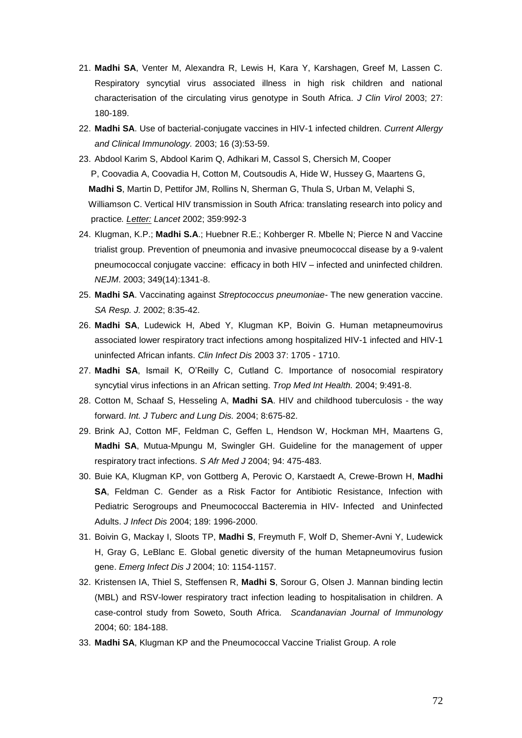21. **Madhi SA**, Venter M, Alexandra R, Lewis H, Kara Y, Karshagen, Greef M, Lassen C. Respiratory syncytial virus associated illness in high risk children and national characterisation of the circulating virus genotype in South Africa. *J Clin Virol* 2003; 27: 180-189.
22. **Madhi SA**. Use of bacterial-conjugate vaccines in HIV-1 infected children. *Current Allergy and Clinical Immunology.* 2003; 16 (3):53-59.
23. Abdool Karim S, Abdool Karim Q, Adhikari M, Cassol S, Chersich M, Cooper P, Coovadia A, Coovadia H, Cotton M, Coutsoudis A, Hide W, Hussey G, Maartens G, **Madhi S**, Martin D, Pettifor JM, Rollins N, Sherman G, Thula S, Urban M, Velaphi S, Williamson C. Vertical HIV transmission in South Africa: translating research into policy and practice. *Letter: Lancet* 2002; 359:992-3
24. Klugman, K.P.; **Madhi S.A**.; Huebner R.E.; Kohberger R. Mbelle N; Pierce N and Vaccine trialist group. Prevention of pneumonia and invasive pneumococcal disease by a 9-valent pneumococcal conjugate vaccine: efficacy in both HIV – infected and uninfected children. *NEJM*. 2003; 349(14):1341-8.
25. **Madhi SA**. Vaccinating against *Streptococcus pneumoniae*- The new generation vaccine. *SA Resp. J.* 2002; 8:35-42.
26. **Madhi SA**, Ludewick H, Abed Y, Klugman KP, Boivin G. Human metapneumovirus associated lower respiratory tract infections among hospitalized HIV-1 infected and HIV-1 uninfected African infants. *Clin Infect Dis* 2003 37: 1705 - 1710.
27. **Madhi SA**, Ismail K, O'Reilly C, Cutland C. Importance of nosocomial respiratory syncytial virus infections in an African setting. *Trop Med Int Health.* 2004; 9:491-8.
28. Cotton M, Schaaf S, Hesseling A, **Madhi SA**. HIV and childhood tuberculosis - the way forward. *Int. J Tuberc and Lung Dis.* 2004; 8:675-82.
29. Brink AJ, Cotton MF, Feldman C, Geffen L, Hendson W, Hockman MH, Maartens G, **Madhi SA**, Mutua-Mpungu M, Swingler GH. Guideline for the management of upper respiratory tract infections. *S Afr Med J* 2004; 94: 475-483.
30. Buie KA, Klugman KP, von Gottberg A, Perovic O, Karstaedt A, Crewe-Brown H, **Madhi SA**, Feldman C. Gender as a Risk Factor for Antibiotic Resistance, Infection with Pediatric Serogroups and Pneumococcal Bacteremia in HIV- Infected and Uninfected Adults. *J Infect Dis* 2004; 189: 1996-2000.
31. Boivin G, Mackay I, Sloots TP, **Madhi S**, Freymuth F, Wolf D, Shemer-Avni Y, Ludewick H, Gray G, LeBlanc E. Global genetic diversity of the human Metapneumovirus fusion gene. *Emerg Infect Dis J* 2004; 10: 1154-1157.
32. Kristensen IA, Thiel S, Steffensen R, **Madhi S**, Sorour G, Olsen J. Mannan binding lectin (MBL) and RSV-lower respiratory tract infection leading to hospitalisation in children. A case-control study from Soweto, South Africa. *Scandanavian Journal of Immunology* 2004; 60: 184-188.
33. **Madhi SA**, Klugman KP and the Pneumococcal Vaccine Trialist Group. A role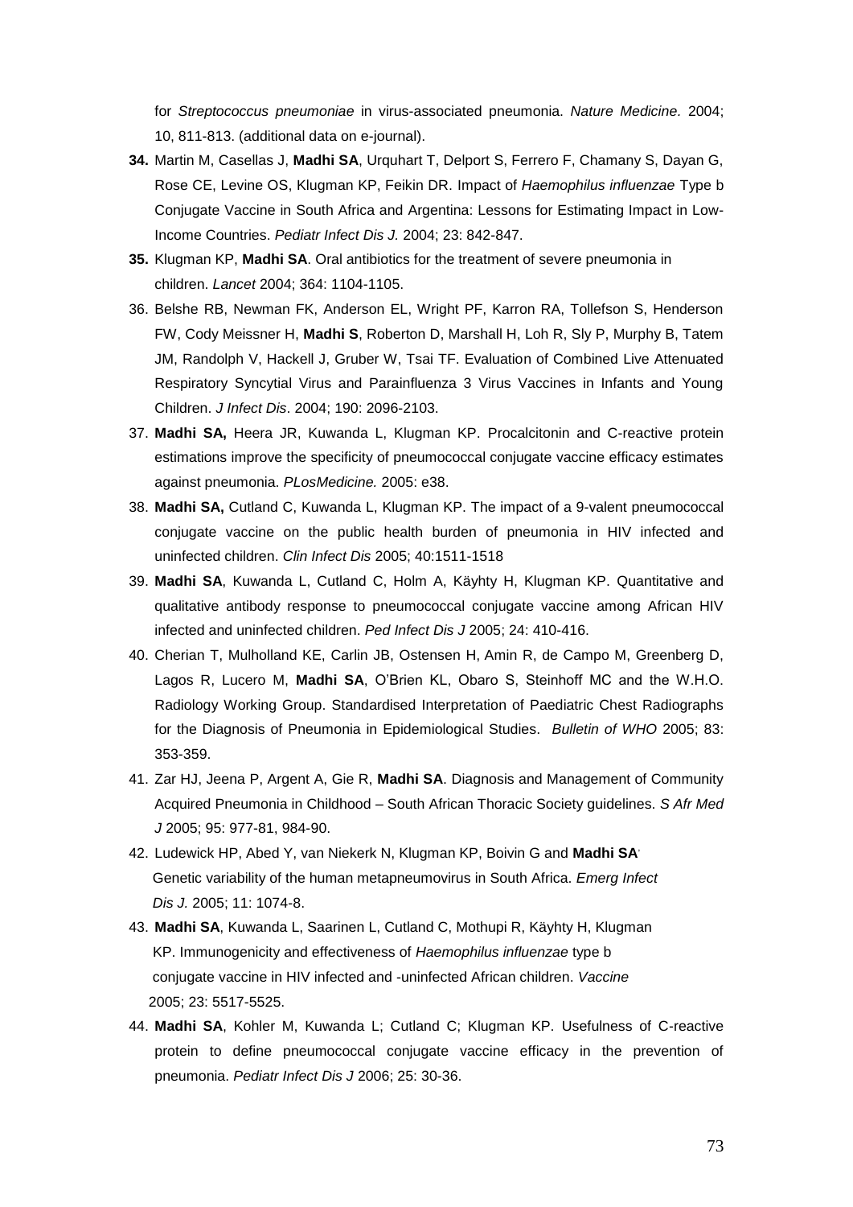for *Streptococcus pneumoniae* in virus-associated pneumonia. *Nature Medicine.* 2004; 10, 811-813. (additional data on e-journal).

**34.** Martin M, Casellas J, **Madhi SA**, Urquhart T, Delport S, Ferrero F, Chamany S, Dayan G, Rose CE, Levine OS, Klugman KP, Feikin DR. Impact of *Haemophilus influenzae* Type b Conjugate Vaccine in South Africa and Argentina: Lessons for Estimating Impact in Low-Income Countries. *Pediatr Infect Dis J.* 2004; 23: 842-847.

**35.** Klugman KP, **Madhi SA**. Oral antibiotics for the treatment of severe pneumonia in children. *Lancet* 2004; 364: 1104-1105.

36. Belshe RB, Newman FK, Anderson EL, Wright PF, Karron RA, Tollefson S, Henderson FW, Cody Meissner H, **Madhi S**, Roberton D, Marshall H, Loh R, Sly P, Murphy B, Tatem JM, Randolph V, Hackell J, Gruber W, Tsai TF. Evaluation of Combined Live Attenuated Respiratory Syncytial Virus and Parainfluenza 3 Virus Vaccines in Infants and Young Children. *J Infect Dis*. 2004; 190: 2096-2103.

37. **Madhi SA,** Heera JR, Kuwanda L, Klugman KP. Procalcitonin and C-reactive protein estimations improve the specificity of pneumococcal conjugate vaccine efficacy estimates against pneumonia. *PLosMedicine.* 2005: e38.

38. **Madhi SA,** Cutland C, Kuwanda L, Klugman KP. The impact of a 9-valent pneumococcal conjugate vaccine on the public health burden of pneumonia in HIV infected and uninfected children. *Clin Infect Dis* 2005; 40:1511-1518

39. **Madhi SA**, Kuwanda L, Cutland C, Holm A, Käyhty H, Klugman KP. Quantitative and qualitative antibody response to pneumococcal conjugate vaccine among African HIV infected and uninfected children. *Ped Infect Dis J* 2005; 24: 410-416.

40. Cherian T, Mulholland KE, Carlin JB, Ostensen H, Amin R, de Campo M, Greenberg D, Lagos R, Lucero M, **Madhi SA**, O'Brien KL, Obaro S, Steinhoff MC and the W.H.O. Radiology Working Group. Standardised Interpretation of Paediatric Chest Radiographs for the Diagnosis of Pneumonia in Epidemiological Studies. *Bulletin of WHO* 2005; 83: 353-359.

41. Zar HJ, Jeena P, Argent A, Gie R, **Madhi SA**. Diagnosis and Management of Community Acquired Pneumonia in Childhood – South African Thoracic Society guidelines. *S Afr Med J* 2005; 95: 977-81, 984-90.

42. Ludewick HP, Abed Y, van Niekerk N, Klugman KP, Boivin G and **Madhi SA**. Genetic variability of the human metapneumovirus in South Africa. *Emerg Infect Dis J.* 2005; 11: 1074-8.

43. **Madhi SA**, Kuwanda L, Saarinen L, Cutland C, Mothupi R, Käyhty H, Klugman KP. Immunogenicity and effectiveness of *Haemophilus influenzae* type b conjugate vaccine in HIV infected and -uninfected African children. *Vaccine* 2005; 23: 5517-5525.

44. **Madhi SA**, Kohler M, Kuwanda L; Cutland C; Klugman KP. Usefulness of C-reactive protein to define pneumococcal conjugate vaccine efficacy in the prevention of pneumonia. *Pediatr Infect Dis J* 2006; 25: 30-36.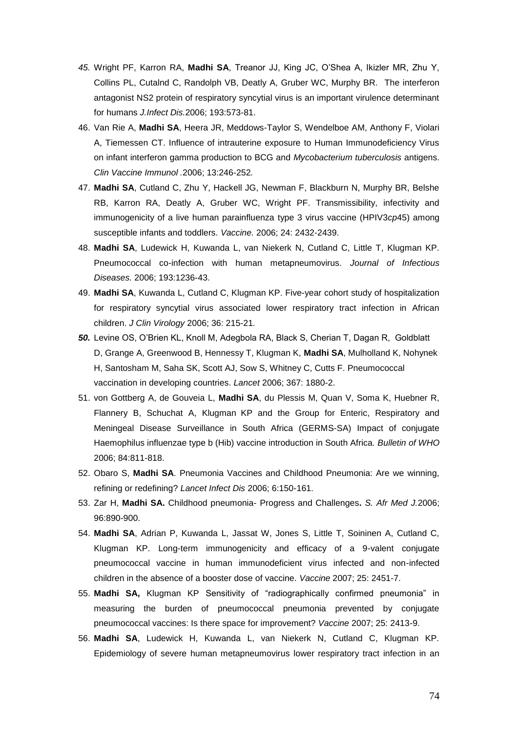*45.* Wright PF, Karron RA, **Madhi SA**, Treanor JJ, King JC, O'Shea A, Ikizler MR, Zhu Y, Collins PL, Cutalnd C, Randolph VB, Deatly A, Gruber WC, Murphy BR. The interferon antagonist NS2 protein of respiratory syncytial virus is an important virulence determinant for humans *J.Infect Dis.*2006; 193:573-81.

46. Van Rie A, **Madhi SA**, Heera JR, Meddows-Taylor S, Wendelboe AM, Anthony F, Violari A, Tiemessen CT. Influence of intrauterine exposure to Human Immunodeficiency Virus on infant interferon gamma production to BCG and *Mycobacterium tuberculosis* antigens. *Clin Vaccine Immunol .*2006; 13:246-252*.*

47. **Madhi SA**, Cutland C, Zhu Y, Hackell JG, Newman F, Blackburn N, Murphy BR, Belshe RB, Karron RA, Deatly A, Gruber WC, Wright PF. Transmissibility, infectivity and immunogenicity of a live human parainfluenza type 3 virus vaccine (HPIV3*cp*45) among susceptible infants and toddlers. *Vaccine.* 2006; 24: 2432-2439.

48. **Madhi SA**, Ludewick H, Kuwanda L, van Niekerk N, Cutland C, Little T, Klugman KP. Pneumococcal co-infection with human metapneumovirus. *Journal of Infectious Diseases.* 2006; 193:1236-43.

49. **Madhi SA**, Kuwanda L, Cutland C, Klugman KP. Five-year cohort study of hospitalization for respiratory syncytial virus associated lower respiratory tract infection in African children. *J Clin Virology* 2006; 36: 215-21*.*

***50.*** Levine OS, O'Brien KL, Knoll M, Adegbola RA, Black S, Cherian T, Dagan R, Goldblatt D, Grange A, Greenwood B, Hennessy T, Klugman K, **Madhi SA**, Mulholland K, Nohynek H, Santosham M, Saha SK, Scott AJ, Sow S, Whitney C, Cutts F. Pneumococcal vaccination in developing countries. *Lancet* 2006; 367: 1880-2.

51. von Gottberg A, de Gouveia L, **Madhi SA**, du Plessis M, Quan V, Soma K, Huebner R, Flannery B, Schuchat A, Klugman KP and the Group for Enteric, Respiratory and Meningeal Disease Surveillance in South Africa (GERMS-SA) Impact of conjugate Haemophilus influenzae type b (Hib) vaccine introduction in South Africa. *Bulletin of WHO* 2006; 84:811-818.

52. Obaro S, **Madhi SA**. Pneumonia Vaccines and Childhood Pneumonia: Are we winning, refining or redefining? *Lancet Infect Dis* 2006; 6:150-161.

53. Zar H, **Madhi SA.** Childhood pneumonia- Progress and Challenges**.** *S. Afr Med J.*2006; 96:890-900.

54. **Madhi SA**, Adrian P, Kuwanda L, Jassat W, Jones S, Little T, Soininen A, Cutland C, Klugman KP. Long-term immunogenicity and efficacy of a 9-valent conjugate pneumococcal vaccine in human immunodeficient virus infected and non-infected children in the absence of a booster dose of vaccine. *Vaccine* 2007; 25: 2451-7.

55. **Madhi SA,** Klugman KP Sensitivity of "radiographically confirmed pneumonia" in measuring the burden of pneumococcal pneumonia prevented by conjugate pneumococcal vaccines: Is there space for improvement? *Vaccine* 2007; 25: 2413-9.

56. **Madhi SA**, Ludewick H, Kuwanda L, van Niekerk N, Cutland C, Klugman KP. Epidemiology of severe human metapneumovirus lower respiratory tract infection in an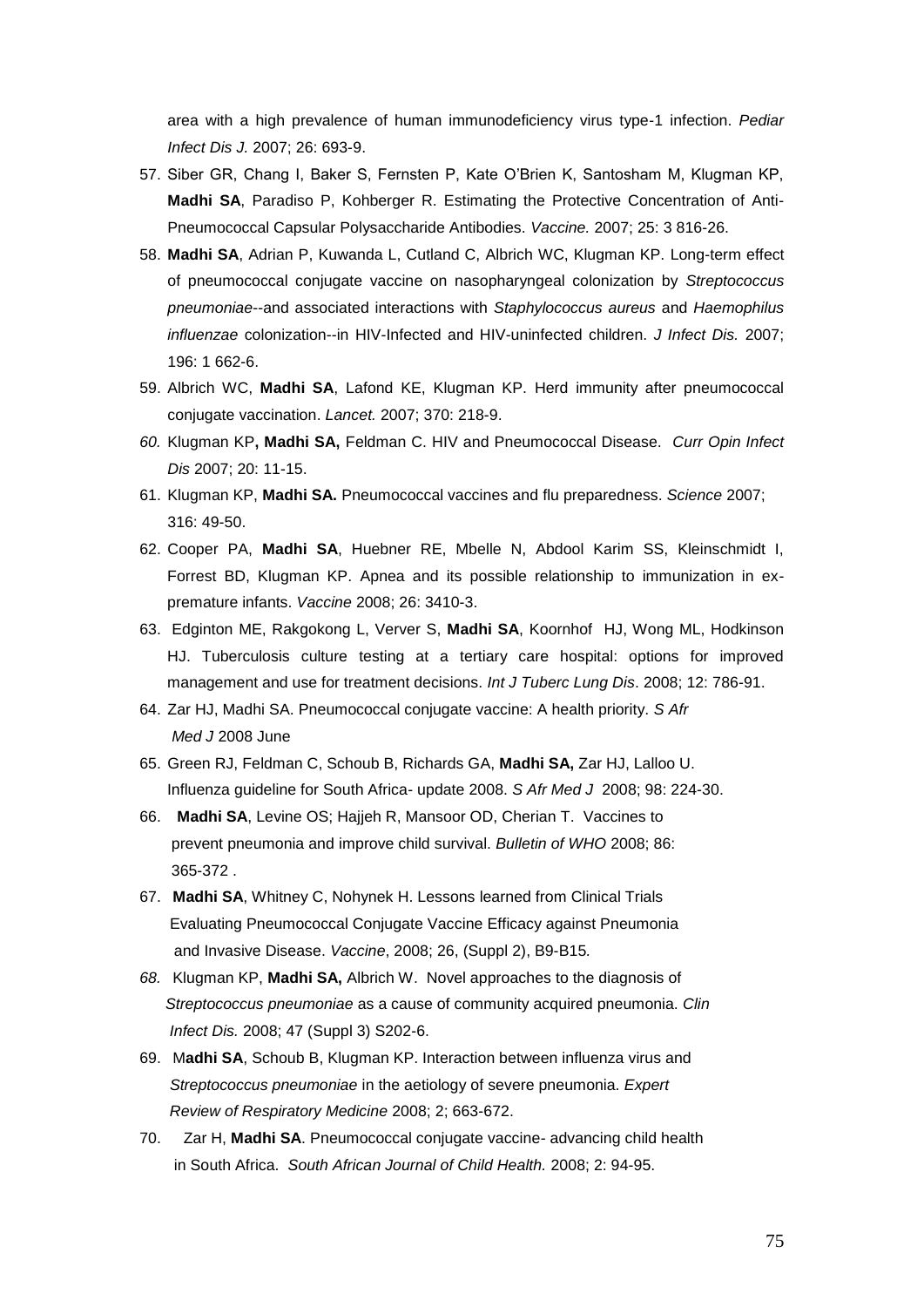area with a high prevalence of human immunodeficiency virus type-1 infection. *Pediar Infect Dis J.* 2007; 26: 693-9.

57. Siber GR, Chang I, Baker S, Fernsten P, Kate O'Brien K, Santosham M, Klugman KP, **Madhi SA**, Paradiso P, Kohberger R. Estimating the Protective Concentration of Anti-Pneumococcal Capsular Polysaccharide Antibodies. *Vaccine.* 2007; 25: 3 816-26.
58. **Madhi SA**, Adrian P, Kuwanda L, Cutland C, Albrich WC, Klugman KP. Long-term effect of pneumococcal conjugate vaccine on nasopharyngeal colonization by *Streptococcus pneumoniae*--and associated interactions with *Staphylococcus aureus* and *Haemophilus influenzae* colonization--in HIV-Infected and HIV-uninfected children. *J Infect Dis.* 2007; 196: 1 662-6.
59. Albrich WC, **Madhi SA**, Lafond KE, Klugman KP. Herd immunity after pneumococcal conjugate vaccination. *Lancet.* 2007; 370: 218-9.
60. Klugman KP**, Madhi SA,** Feldman C. HIV and Pneumococcal Disease. *Curr Opin Infect Dis* 2007; 20: 11-15.
61. Klugman KP, **Madhi SA.** Pneumococcal vaccines and flu preparedness. *Science* 2007; 316: 49-50.
62. Cooper PA, **Madhi SA**, Huebner RE, Mbelle N, Abdool Karim SS, Kleinschmidt I, Forrest BD, Klugman KP. Apnea and its possible relationship to immunization in ex-premature infants. *Vaccine* 2008; 26: 3410-3.
63. Edginton ME, Rakgokong L, Verver S, **Madhi SA**, Koornhof HJ, Wong ML, Hodkinson HJ. Tuberculosis culture testing at a tertiary care hospital: options for improved management and use for treatment decisions. *Int J Tuberc Lung Dis*. 2008; 12: 786-91.
64. Zar HJ, Madhi SA. Pneumococcal conjugate vaccine: A health priority. *S Afr Med J* 2008 June
65. Green RJ, Feldman C, Schoub B, Richards GA, **Madhi SA,** Zar HJ, Lalloo U. Influenza guideline for South Africa- update 2008. *S Afr Med J* 2008; 98: 224-30.
66. **Madhi SA**, Levine OS; Hajjeh R, Mansoor OD, Cherian T. Vaccines to prevent pneumonia and improve child survival. *Bulletin of WHO* 2008; 86: 365-372 .
67. **Madhi SA**, Whitney C, Nohynek H. Lessons learned from Clinical Trials Evaluating Pneumococcal Conjugate Vaccine Efficacy against Pneumonia and Invasive Disease. *Vaccine*, 2008; 26, (Suppl 2), B9-B15.
68. Klugman KP, **Madhi SA,** Albrich W. Novel approaches to the diagnosis of *Streptococcus pneumoniae* as a cause of community acquired pneumonia. *Clin Infect Dis.* 2008; 47 (Suppl 3) S202-6.
69. M**adhi SA**, Schoub B, Klugman KP. Interaction between influenza virus and *Streptococcus pneumoniae* in the aetiology of severe pneumonia. *Expert Review of Respiratory Medicine* 2008; 2; 663-672.
70. Zar H, **Madhi SA**. Pneumococcal conjugate vaccine- advancing child health in South Africa. *South African Journal of Child Health.* 2008; 2: 94-95.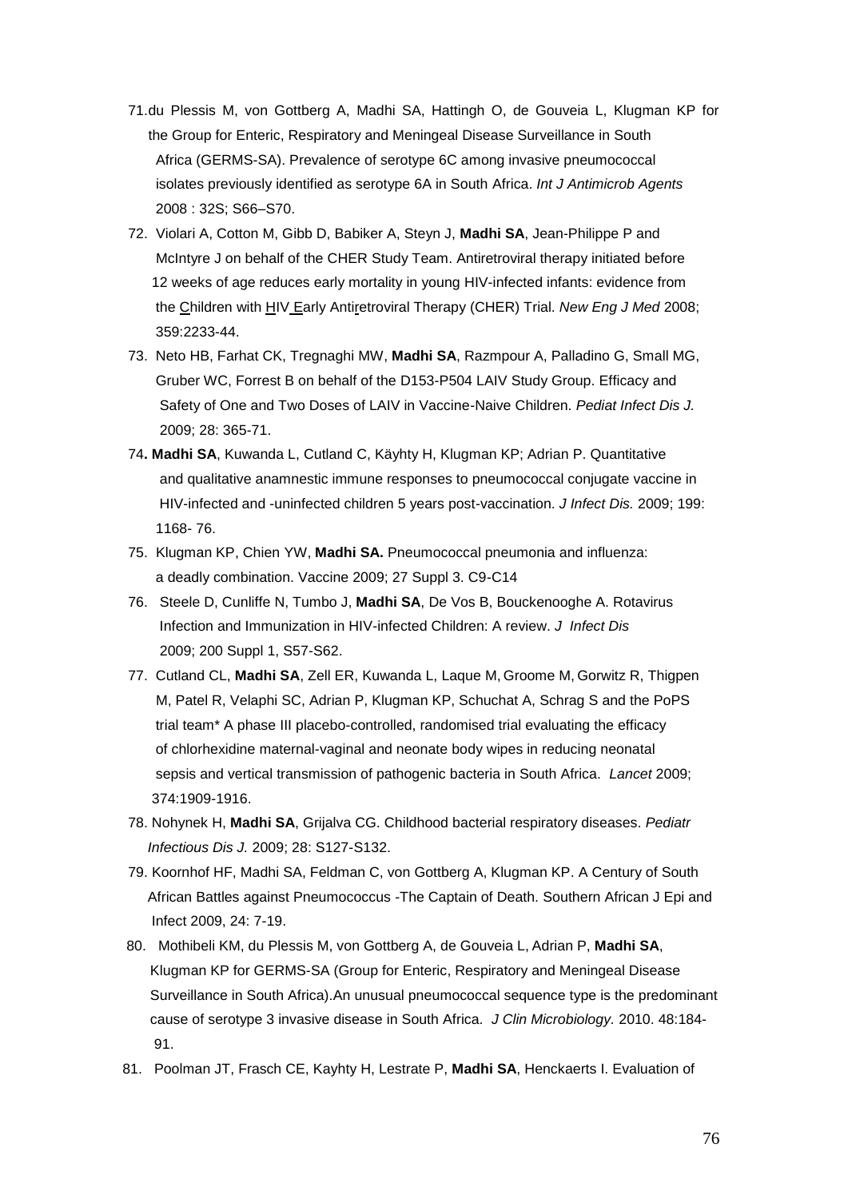71. du Plessis M, von Gottberg A, Madhi SA, Hattingh O, de Gouveia L, Klugman KP for the Group for Enteric, Respiratory and Meningeal Disease Surveillance in South Africa (GERMS-SA). Prevalence of serotype 6C among invasive pneumococcal isolates previously identified as serotype 6A in South Africa. *Int J Antimicrob Agents* 2008 : 32S; S66–S70.
72. Violari A, Cotton M, Gibb D, Babiker A, Steyn J, **Madhi SA**, Jean-Philippe P and McIntyre J on behalf of the CHER Study Team. Antiretroviral therapy initiated before 12 weeks of age reduces early mortality in young HIV-infected infants: evidence from the Children with HIV Early Antiretroviral Therapy (CHER) Trial. *New Eng J Med* 2008; 359:2233-44.
73. Neto HB, Farhat CK, Tregnaghi MW, **Madhi SA**, Razmpour A, Palladino G, Small MG, Gruber WC, Forrest B on behalf of the D153-P504 LAIV Study Group. Efficacy and Safety of One and Two Doses of LAIV in Vaccine-Naive Children. *Pediat Infect Dis J.* 2009; 28: 365-71.
74. **Madhi SA**, Kuwanda L, Cutland C, Käyhty H, Klugman KP; Adrian P. Quantitative and qualitative anamnestic immune responses to pneumococcal conjugate vaccine in HIV-infected and -uninfected children 5 years post-vaccination. *J Infect Dis.* 2009; 199: 1168- 76.
75. Klugman KP, Chien YW, **Madhi SA.** Pneumococcal pneumonia and influenza: a deadly combination. Vaccine 2009; 27 Suppl 3. C9-C14
76. Steele D, Cunliffe N, Tumbo J, **Madhi SA**, De Vos B, Bouckenooghe A. Rotavirus Infection and Immunization in HIV-infected Children: A review. *J Infect Dis* 2009; 200 Suppl 1, S57-S62.
77. Cutland CL, **Madhi SA**, Zell ER, Kuwanda L, Laque M, Groome M, Gorwitz R, Thigpen M, Patel R, Velaphi SC, Adrian P, Klugman KP, Schuchat A, Schrag S and the PoPS trial team* A phase III placebo-controlled, randomised trial evaluating the efficacy of chlorhexidine maternal-vaginal and neonate body wipes in reducing neonatal sepsis and vertical transmission of pathogenic bacteria in South Africa. *Lancet* 2009; 374:1909-1916.
78. Nohynek H, **Madhi SA**, Grijalva CG. Childhood bacterial respiratory diseases. *Pediatr Infectious Dis J.* 2009; 28: S127-S132.
79. Koornhof HF, Madhi SA, Feldman C, von Gottberg A, Klugman KP. A Century of South African Battles against Pneumococcus -The Captain of Death. Southern African J Epi and Infect 2009, 24: 7-19.
80. Mothibeli KM, du Plessis M, von Gottberg A, de Gouveia L, Adrian P, **Madhi SA**, Klugman KP for GERMS-SA (Group for Enteric, Respiratory and Meningeal Disease Surveillance in South Africa).An unusual pneumococcal sequence type is the predominant cause of serotype 3 invasive disease in South Africa. *J Clin Microbiology.* 2010. 48:184-91.
81. Poolman JT, Frasch CE, Kayhty H, Lestrate P, **Madhi SA**, Henckaerts I. Evaluation of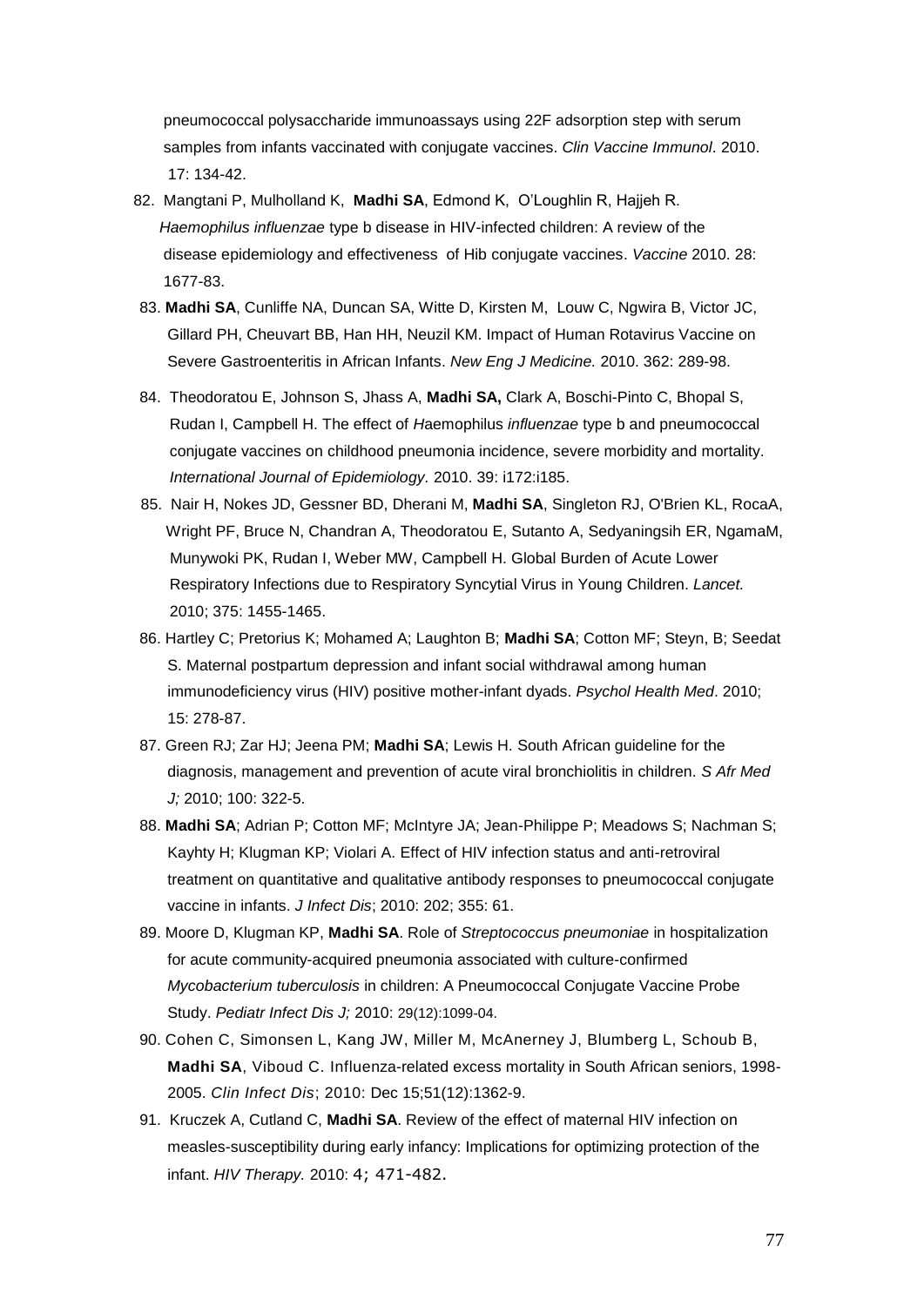pneumococcal polysaccharide immunoassays using 22F adsorption step with serum samples from infants vaccinated with conjugate vaccines. *Clin Vaccine Immunol*. 2010. 17: 134-42.

82. Mangtani P, Mulholland K, **Madhi SA**, Edmond K, O'Loughlin R, Hajjeh R. *Haemophilus influenzae* type b disease in HIV-infected children: A review of the disease epidemiology and effectiveness of Hib conjugate vaccines. *Vaccine* 2010. 28: 1677-83.
83. **Madhi SA**, Cunliffe NA, Duncan SA, Witte D, Kirsten M, Louw C, Ngwira B, Victor JC, Gillard PH, Cheuvart BB, Han HH, Neuzil KM. Impact of Human Rotavirus Vaccine on Severe Gastroenteritis in African Infants. *New Eng J Medicine.* 2010. 362: 289-98.
84. Theodoratou E, Johnson S, Jhass A, **Madhi SA,** Clark A, Boschi-Pinto C, Bhopal S, Rudan I, Campbell H. The effect of *H*aemophilus *influenzae* type b and pneumococcal conjugate vaccines on childhood pneumonia incidence, severe morbidity and mortality. *International Journal of Epidemiology.* 2010. 39: i172:i185.
85. Nair H, Nokes JD, Gessner BD, Dherani M, **Madhi SA**, Singleton RJ, O'Brien KL, RocaA, Wright PF, Bruce N, Chandran A, Theodoratou E, Sutanto A, Sedyaningsih ER, NgamaM, Munywoki PK, Rudan I, Weber MW, Campbell H. Global Burden of Acute Lower Respiratory Infections due to Respiratory Syncytial Virus in Young Children. *Lancet.* 2010; 375: 1455-1465.
86. Hartley C; Pretorius K; Mohamed A; Laughton B; **Madhi SA**; Cotton MF; Steyn, B; Seedat S. Maternal postpartum depression and infant social withdrawal among human immunodeficiency virus (HIV) positive mother-infant dyads. *Psychol Health Med*. 2010; 15: 278-87.
87. Green RJ; Zar HJ; Jeena PM; **Madhi SA**; Lewis H. South African guideline for the diagnosis, management and prevention of acute viral bronchiolitis in children. *S Afr Med J;* 2010; 100: 322-5.
88. **Madhi SA**; Adrian P; Cotton MF; McIntyre JA; Jean-Philippe P; Meadows S; Nachman S; Kayhty H; Klugman KP; Violari A. Effect of HIV infection status and anti-retroviral treatment on quantitative and qualitative antibody responses to pneumococcal conjugate vaccine in infants. *J Infect Dis*; 2010: 202; 355: 61.
89. Moore D, Klugman KP, **Madhi SA**. Role of *Streptococcus pneumoniae* in hospitalization for acute community-acquired pneumonia associated with culture-confirmed *Mycobacterium tuberculosis* in children: A Pneumococcal Conjugate Vaccine Probe Study. *Pediatr Infect Dis J;* 2010: 29(12):1099-04.
90. Cohen C, Simonsen L, Kang JW, Miller M, McAnerney J, Blumberg L, Schoub B, **Madhi SA**, Viboud C. Influenza-related excess mortality in South African seniors, 1998-2005. *Clin Infect Dis*; 2010: Dec 15;51(12):1362-9.
91. Kruczek A, Cutland C, **Madhi SA**. Review of the effect of maternal HIV infection on measles-susceptibility during early infancy: Implications for optimizing protection of the infant. *HIV Therapy.* 2010: 4; 471-482.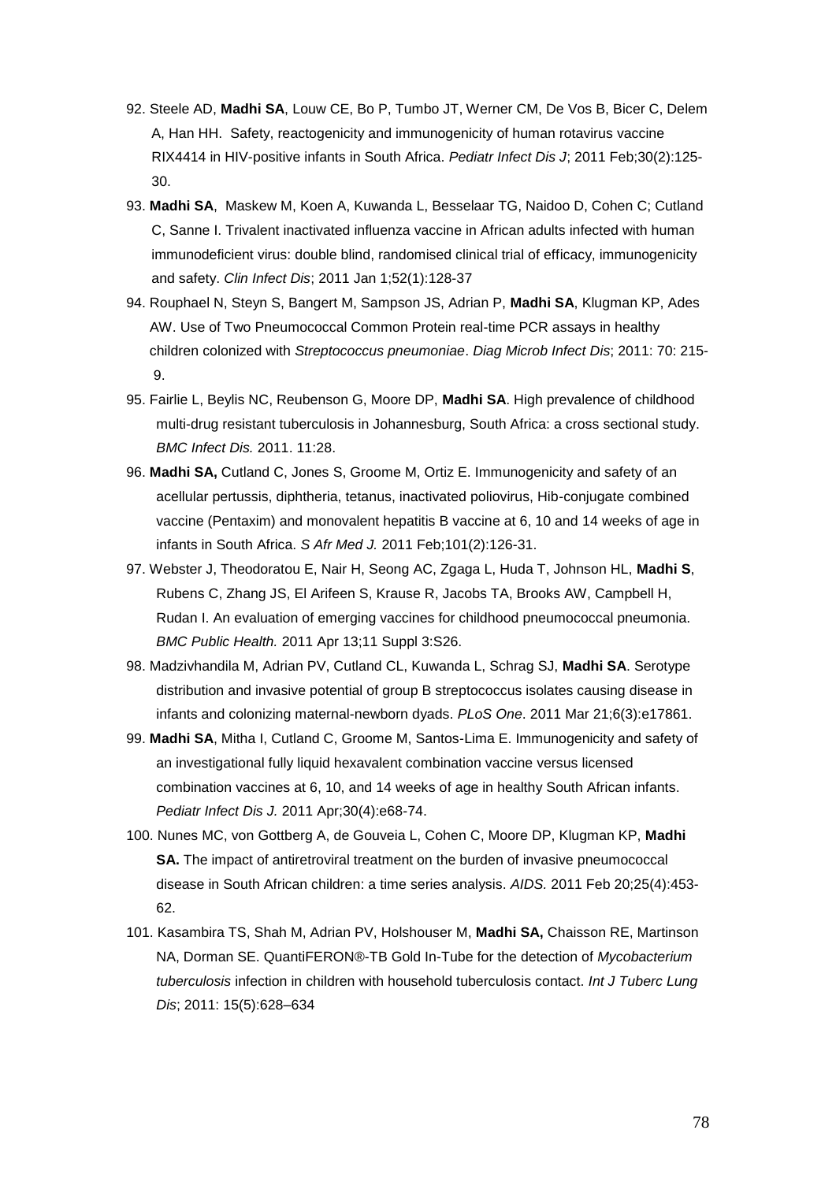92. Steele AD, **Madhi SA**, Louw CE, Bo P, Tumbo JT, Werner CM, De Vos B, Bicer C, Delem A, Han HH. Safety, reactogenicity and immunogenicity of human rotavirus vaccine RIX4414 in HIV-positive infants in South Africa. *Pediatr Infect Dis J*; 2011 Feb;30(2):125-30.

93. **Madhi SA**, Maskew M, Koen A, Kuwanda L, Besselaar TG, Naidoo D, Cohen C; Cutland C, Sanne I. Trivalent inactivated influenza vaccine in African adults infected with human immunodeficient virus: double blind, randomised clinical trial of efficacy, immunogenicity and safety. *Clin Infect Dis*; 2011 Jan 1;52(1):128-37

94. Rouphael N, Steyn S, Bangert M, Sampson JS, Adrian P, **Madhi SA**, Klugman KP, Ades AW. Use of Two Pneumococcal Common Protein real-time PCR assays in healthy children colonized with *Streptococcus pneumoniae*. *Diag Microb Infect Dis*; 2011: 70: 215-9.

95. Fairlie L, Beylis NC, Reubenson G, Moore DP, **Madhi SA**. High prevalence of childhood multi-drug resistant tuberculosis in Johannesburg, South Africa: a cross sectional study. *BMC Infect Dis.* 2011. 11:28.

96. **Madhi SA,** Cutland C, Jones S, Groome M, Ortiz E. Immunogenicity and safety of an acellular pertussis, diphtheria, tetanus, inactivated poliovirus, Hib-conjugate combined vaccine (Pentaxim) and monovalent hepatitis B vaccine at 6, 10 and 14 weeks of age in infants in South Africa. *S Afr Med J.* 2011 Feb;101(2):126-31.

97. Webster J, Theodoratou E, Nair H, Seong AC, Zgaga L, Huda T, Johnson HL, **Madhi S**, Rubens C, Zhang JS, El Arifeen S, Krause R, Jacobs TA, Brooks AW, Campbell H, Rudan I. An evaluation of emerging vaccines for childhood pneumococcal pneumonia. *BMC Public Health.* 2011 Apr 13;11 Suppl 3:S26.

98. Madzivhandila M, Adrian PV, Cutland CL, Kuwanda L, Schrag SJ, **Madhi SA**. Serotype distribution and invasive potential of group B streptococcus isolates causing disease in infants and colonizing maternal-newborn dyads. *PLoS One*. 2011 Mar 21;6(3):e17861.

99. **Madhi SA**, Mitha I, Cutland C, Groome M, Santos-Lima E. Immunogenicity and safety of an investigational fully liquid hexavalent combination vaccine versus licensed combination vaccines at 6, 10, and 14 weeks of age in healthy South African infants. *Pediatr Infect Dis J.* 2011 Apr;30(4):e68-74.

100. Nunes MC, von Gottberg A, de Gouveia L, Cohen C, Moore DP, Klugman KP, **Madhi SA.** The impact of antiretroviral treatment on the burden of invasive pneumococcal disease in South African children: a time series analysis. *AIDS.* 2011 Feb 20;25(4):453-62.

101. Kasambira TS, Shah M, Adrian PV, Holshouser M, **Madhi SA,** Chaisson RE, Martinson NA, Dorman SE. QuantiFERON®-TB Gold In-Tube for the detection of *Mycobacterium tuberculosis* infection in children with household tuberculosis contact. *Int J Tuberc Lung Dis*; 2011: 15(5):628–634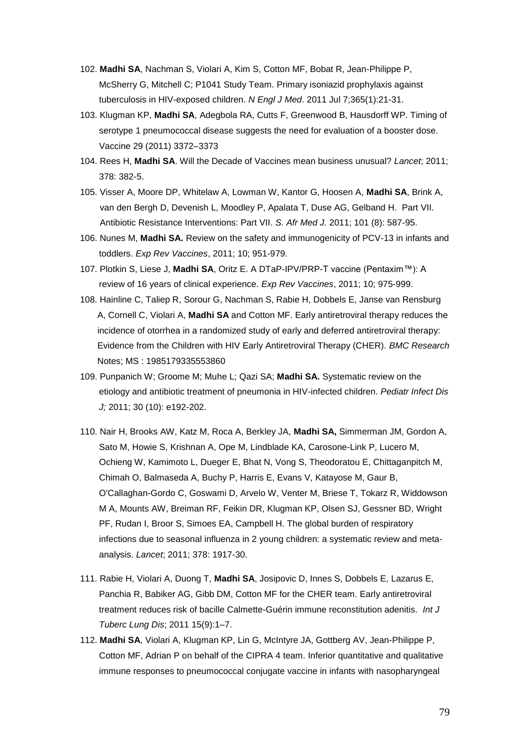102. **Madhi SA**, Nachman S, Violari A, Kim S, Cotton MF, Bobat R, Jean-Philippe P, McSherry G, Mitchell C; P1041 Study Team. Primary isoniazid prophylaxis against tuberculosis in HIV-exposed children. *N Engl J Med*. 2011 Jul 7;365(1):21-31.

103. Klugman KP, **Madhi SA**, Adegbola RA, Cutts F, Greenwood B, Hausdorff WP. Timing of serotype 1 pneumococcal disease suggests the need for evaluation of a booster dose. Vaccine 29 (2011) 3372–3373

104. Rees H, **Madhi SA**. Will the Decade of Vaccines mean business unusual? *Lancet*; 2011; 378: 382-5.

105. Visser A, Moore DP, Whitelaw A, Lowman W, Kantor G, Hoosen A, **Madhi SA**, Brink A, van den Bergh D, Devenish L, Moodley P, Apalata T, Duse AG, Gelband H. Part VII. Antibiotic Resistance Interventions: Part VII. *S. Afr Med J.* 2011; 101 (8): 587-95.

106. Nunes M, **Madhi SA.** Review on the safety and immunogenicity of PCV-13 in infants and toddlers. *Exp Rev Vaccines*, 2011; 10; 951-979.

107. Plotkin S, Liese J, **Madhi SA**, Oritz E. A DTaP-IPV/PRP-T vaccine (Pentaxim™): A review of 16 years of clinical experience. *Exp Rev Vaccines*, 2011; 10; 975-999.

108. Hainline C, Taliep R, Sorour G, Nachman S, Rabie H, Dobbels E, Janse van Rensburg A, Cornell C, Violari A, **Madhi SA** and Cotton MF. Early antiretroviral therapy reduces the incidence of otorrhea in a randomized study of early and deferred antiretroviral therapy: Evidence from the Children with HIV Early Antiretroviral Therapy (CHER). *BMC Research* Notes; MS : 1985179335553860

109. Punpanich W; Groome M; Muhe L; Qazi SA; **Madhi SA.** Systematic review on the etiology and antibiotic treatment of pneumonia in HIV-infected children. *Pediatr Infect Dis J;* 2011; 30 (10): e192-202.

110. Nair H, Brooks AW, Katz M, Roca A, Berkley JA, **Madhi SA,** Simmerman JM, Gordon A, Sato M, Howie S, Krishnan A, Ope M, Lindblade KA, Carosone-Link P, Lucero M, Ochieng W, Kamimoto L, Dueger E, Bhat N, Vong S, Theodoratou E, Chittaganpitch M, Chimah O, Balmaseda A, Buchy P, Harris E, Evans V, Katayose M, Gaur B, O'Callaghan-Gordo C, Goswami D, Arvelo W, Venter M, Briese T, Tokarz R, Widdowson M A, Mounts AW, Breiman RF, Feikin DR, Klugman KP, Olsen SJ, Gessner BD, Wright PF, Rudan I, Broor S, Simoes EA, Campbell H. The global burden of respiratory infections due to seasonal influenza in 2 young children: a systematic review and meta-analysis. *Lancet*; 2011; 378: 1917-30.

111. Rabie H, Violari A, Duong T, **Madhi SA**, Josipovic D, Innes S, Dobbels E, Lazarus E, Panchia R, Babiker AG, Gibb DM, Cotton MF for the CHER team. Early antiretroviral treatment reduces risk of bacille Calmette-Guérin immune reconstitution adenitis. *Int J Tuberc Lung Dis*; 2011 15(9):1–7.

112. **Madhi SA**, Violari A, Klugman KP, Lin G, McIntyre JA, Gottberg AV, Jean-Philippe P, Cotton MF, Adrian P on behalf of the CIPRA 4 team. Inferior quantitative and qualitative immune responses to pneumococcal conjugate vaccine in infants with nasopharyngeal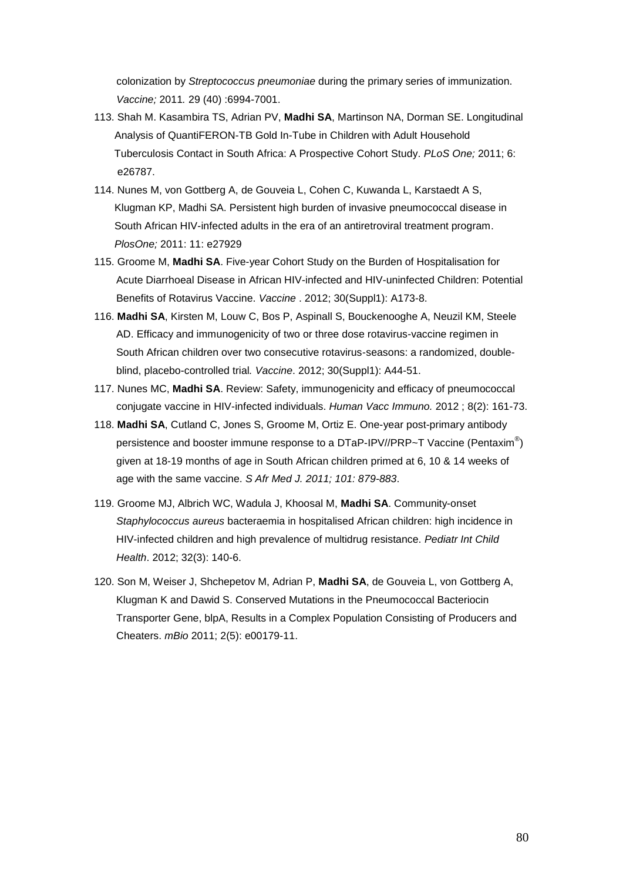colonization by *Streptococcus pneumoniae* during the primary series of immunization. *Vaccine;* 2011*.* 29 (40) :6994-7001.

113. Shah M. Kasambira TS, Adrian PV, **Madhi SA**, Martinson NA, Dorman SE. Longitudinal Analysis of QuantiFERON-TB Gold In-Tube in Children with Adult Household Tuberculosis Contact in South Africa: A Prospective Cohort Study. *PLoS One;* 2011; 6: e26787.
114. Nunes M, von Gottberg A, de Gouveia L, Cohen C, Kuwanda L, Karstaedt A S, Klugman KP, Madhi SA. Persistent high burden of invasive pneumococcal disease in South African HIV-infected adults in the era of an antiretroviral treatment program. *PlosOne;* 2011: 11: e27929
115. Groome M, **Madhi SA**. Five-year Cohort Study on the Burden of Hospitalisation for Acute Diarrhoeal Disease in African HIV-infected and HIV-uninfected Children: Potential Benefits of Rotavirus Vaccine. *Vaccine* . 2012; 30(Suppl1): A173-8.
116. **Madhi SA**, Kirsten M, Louw C, Bos P, Aspinall S, Bouckenooghe A, Neuzil KM, Steele AD. Efficacy and immunogenicity of two or three dose rotavirus-vaccine regimen in South African children over two consecutive rotavirus-seasons: a randomized, double-blind, placebo-controlled trial*. Vaccine*. 2012; 30(Suppl1): A44-51.
117. Nunes MC, **Madhi SA**. Review: Safety, immunogenicity and efficacy of pneumococcal conjugate vaccine in HIV-infected individuals. *Human Vacc Immuno.* 2012 ; 8(2): 161-73.
118. **Madhi SA**, Cutland C, Jones S, Groome M, Ortiz E. One-year post-primary antibody persistence and booster immune response to a DTaP-IPV//PRP~T Vaccine (Pentaxim®) given at 18-19 months of age in South African children primed at 6, 10 & 14 weeks of age with the same vaccine. *S Afr Med J. 2011; 101: 879-883*.
119. Groome MJ, Albrich WC, Wadula J, Khoosal M, **Madhi SA**. Community-onset *Staphylococcus aureus* bacteraemia in hospitalised African children: high incidence in HIV-infected children and high prevalence of multidrug resistance. *Pediatr Int Child Health*. 2012; 32(3): 140-6.
120. Son M, Weiser J, Shchepetov M, Adrian P, **Madhi SA**, de Gouveia L, von Gottberg A, Klugman K and Dawid S. Conserved Mutations in the Pneumococcal Bacteriocin Transporter Gene, blpA, Results in a Complex Population Consisting of Producers and Cheaters. *mBio* 2011; 2(5): e00179-11.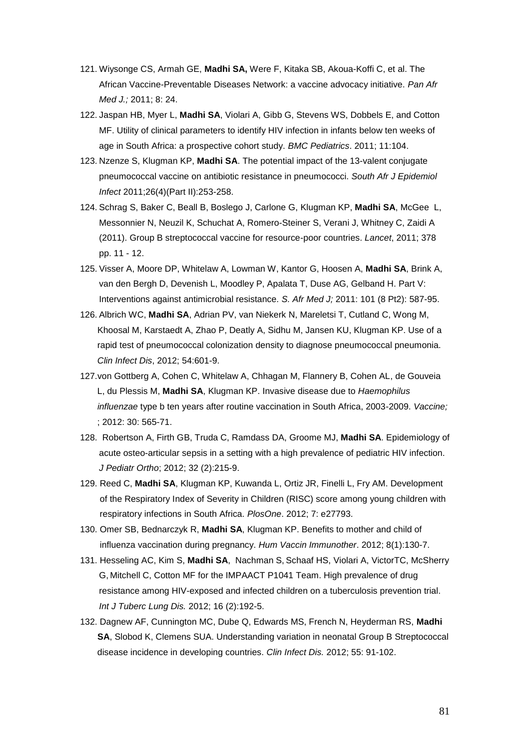121. Wiysonge CS, Armah GE, **Madhi SA,** Were F, Kitaka SB, Akoua-Koffi C, et al. The African Vaccine-Preventable Diseases Network: a vaccine advocacy initiative. *Pan Afr Med J.;* 2011; 8: 24.
122. Jaspan HB, Myer L, **Madhi SA**, Violari A, Gibb G, Stevens WS, Dobbels E, and Cotton MF. Utility of clinical parameters to identify HIV infection in infants below ten weeks of age in South Africa: a prospective cohort study. *BMC Pediatrics*. 2011; 11:104.
123. Nzenze S, Klugman KP, **Madhi SA**. The potential impact of the 13-valent conjugate pneumococcal vaccine on antibiotic resistance in pneumococci. *South Afr J Epidemiol Infect* 2011;26(4)(Part II):253-258.
124. Schrag S, Baker C, Beall B, Boslego J, Carlone G, Klugman KP, **Madhi SA**, McGee L, Messonnier N, Neuzil K, Schuchat A, Romero-Steiner S, Verani J, Whitney C, Zaidi A (2011). Group B streptococcal vaccine for resource-poor countries. *Lancet*, 2011; 378 pp. 11 - 12.
125. Visser A, Moore DP, Whitelaw A, Lowman W, Kantor G, Hoosen A, **Madhi SA**, Brink A, van den Bergh D, Devenish L, Moodley P, Apalata T, Duse AG, Gelband H. Part V: Interventions against antimicrobial resistance. *S. Afr Med J;* 2011: 101 (8 Pt2): 587-95.
126. Albrich WC, **Madhi SA**, Adrian PV, van Niekerk N, Mareletsi T, Cutland C, Wong M, Khoosal M, Karstaedt A, Zhao P, Deatly A, Sidhu M, Jansen KU, Klugman KP. Use of a rapid test of pneumococcal colonization density to diagnose pneumococcal pneumonia. *Clin Infect Dis*, 2012; 54:601-9.
127. von Gottberg A, Cohen C, Whitelaw A, Chhagan M, Flannery B, Cohen AL, de Gouveia L, du Plessis M, **Madhi SA**, Klugman KP. Invasive disease due to *Haemophilus influenzae* type b ten years after routine vaccination in South Africa, 2003-2009. *Vaccine;* ; 2012: 30: 565-71.
128. Robertson A, Firth GB, Truda C, Ramdass DA, Groome MJ, **Madhi SA**. Epidemiology of acute osteo-articular sepsis in a setting with a high prevalence of pediatric HIV infection. *J Pediatr Ortho*; 2012; 32 (2):215-9.
129. Reed C, **Madhi SA**, Klugman KP, Kuwanda L, Ortiz JR, Finelli L, Fry AM. Development of the Respiratory Index of Severity in Children (RISC) score among young children with respiratory infections in South Africa. *PlosOne*. 2012; 7: e27793.
130. Omer SB, Bednarczyk R, **Madhi SA**, Klugman KP. Benefits to mother and child of influenza vaccination during pregnancy. *Hum Vaccin Immunother*. 2012; 8(1):130-7.
131. Hesseling AC, Kim S, **Madhi SA**, Nachman S, Schaaf HS, Violari A, VictorTC, McSherry G, Mitchell C, Cotton MF for the IMPAACT P1041 Team. High prevalence of drug resistance among HIV-exposed and infected children on a tuberculosis prevention trial. *Int J Tuberc Lung Dis.* 2012; 16 (2):192-5.
132. Dagnew AF, Cunnington MC, Dube Q, Edwards MS, French N, Heyderman RS, **Madhi SA**, Slobod K, Clemens SUA. Understanding variation in neonatal Group B Streptococcal disease incidence in developing countries. *Clin Infect Dis.* 2012; 55: 91-102.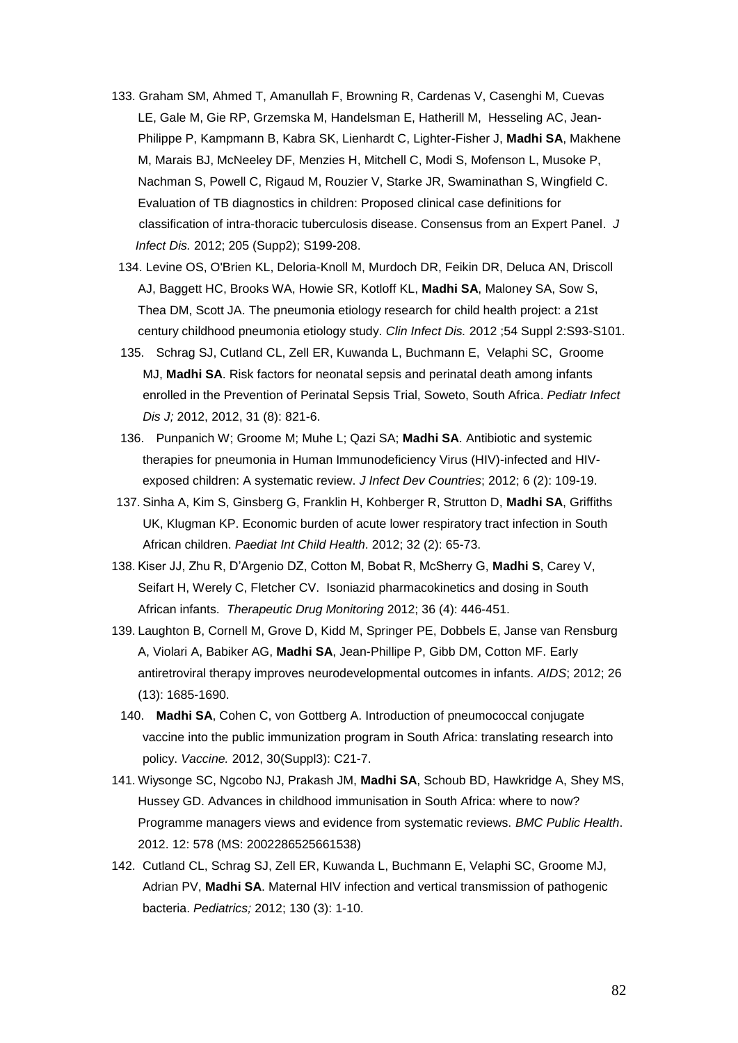133. Graham SM, Ahmed T, Amanullah F, Browning R, Cardenas V, Casenghi M, Cuevas LE, Gale M, Gie RP, Grzemska M, Handelsman E, Hatherill M, Hesseling AC, Jean-Philippe P, Kampmann B, Kabra SK, Lienhardt C, Lighter-Fisher J, **Madhi SA**, Makhene M, Marais BJ, McNeeley DF, Menzies H, Mitchell C, Modi S, Mofenson L, Musoke P, Nachman S, Powell C, Rigaud M, Rouzier V, Starke JR, Swaminathan S, Wingfield C. Evaluation of TB diagnostics in children: Proposed clinical case definitions for classification of intra-thoracic tuberculosis disease. Consensus from an Expert Panel. *J Infect Dis.* 2012; 205 (Supp2); S199-208.

134. Levine OS, O'Brien KL, Deloria-Knoll M, Murdoch DR, Feikin DR, Deluca AN, Driscoll AJ, Baggett HC, Brooks WA, Howie SR, Kotloff KL, **Madhi SA**, Maloney SA, Sow S, Thea DM, Scott JA. The pneumonia etiology research for child health project: a 21st century childhood pneumonia etiology study. *Clin Infect Dis.* 2012 ;54 Suppl 2:S93-S101.

135. Schrag SJ, Cutland CL, Zell ER, Kuwanda L, Buchmann E, Velaphi SC, Groome MJ, **Madhi SA**. Risk factors for neonatal sepsis and perinatal death among infants enrolled in the Prevention of Perinatal Sepsis Trial, Soweto, South Africa. *Pediatr Infect Dis J;* 2012, 2012, 31 (8): 821-6.

136. Punpanich W; Groome M; Muhe L; Qazi SA; **Madhi SA**. Antibiotic and systemic therapies for pneumonia in Human Immunodeficiency Virus (HIV)-infected and HIV-exposed children: A systematic review. *J Infect Dev Countries*; 2012; 6 (2): 109-19.

137. Sinha A, Kim S, Ginsberg G, Franklin H, Kohberger R, Strutton D, **Madhi SA**, Griffiths UK, Klugman KP. Economic burden of acute lower respiratory tract infection in South African children. *Paediat Int Child Health*. 2012; 32 (2): 65-73.

138. Kiser JJ, Zhu R, D'Argenio DZ, Cotton M, Bobat R, McSherry G, **Madhi S**, Carey V, Seifart H, Werely C, Fletcher CV. Isoniazid pharmacokinetics and dosing in South African infants. *Therapeutic Drug Monitoring* 2012; 36 (4): 446-451.

139. Laughton B, Cornell M, Grove D, Kidd M, Springer PE, Dobbels E, Janse van Rensburg A, Violari A, Babiker AG, **Madhi SA**, Jean-Phillipe P, Gibb DM, Cotton MF. Early antiretroviral therapy improves neurodevelopmental outcomes in infants. *AIDS*; 2012; 26 (13): 1685-1690.

140. **Madhi SA**, Cohen C, von Gottberg A. Introduction of pneumococcal conjugate vaccine into the public immunization program in South Africa: translating research into policy. *Vaccine.* 2012, 30(Suppl3): C21-7.

141. Wiysonge SC, Ngcobo NJ, Prakash JM, **Madhi SA**, Schoub BD, Hawkridge A, Shey MS, Hussey GD. Advances in childhood immunisation in South Africa: where to now? Programme managers views and evidence from systematic reviews. *BMC Public Health*. 2012. 12: 578 (MS: 2002286525661538)

142. Cutland CL, Schrag SJ, Zell ER, Kuwanda L, Buchmann E, Velaphi SC, Groome MJ, Adrian PV, **Madhi SA**. Maternal HIV infection and vertical transmission of pathogenic bacteria. *Pediatrics;* 2012; 130 (3): 1-10.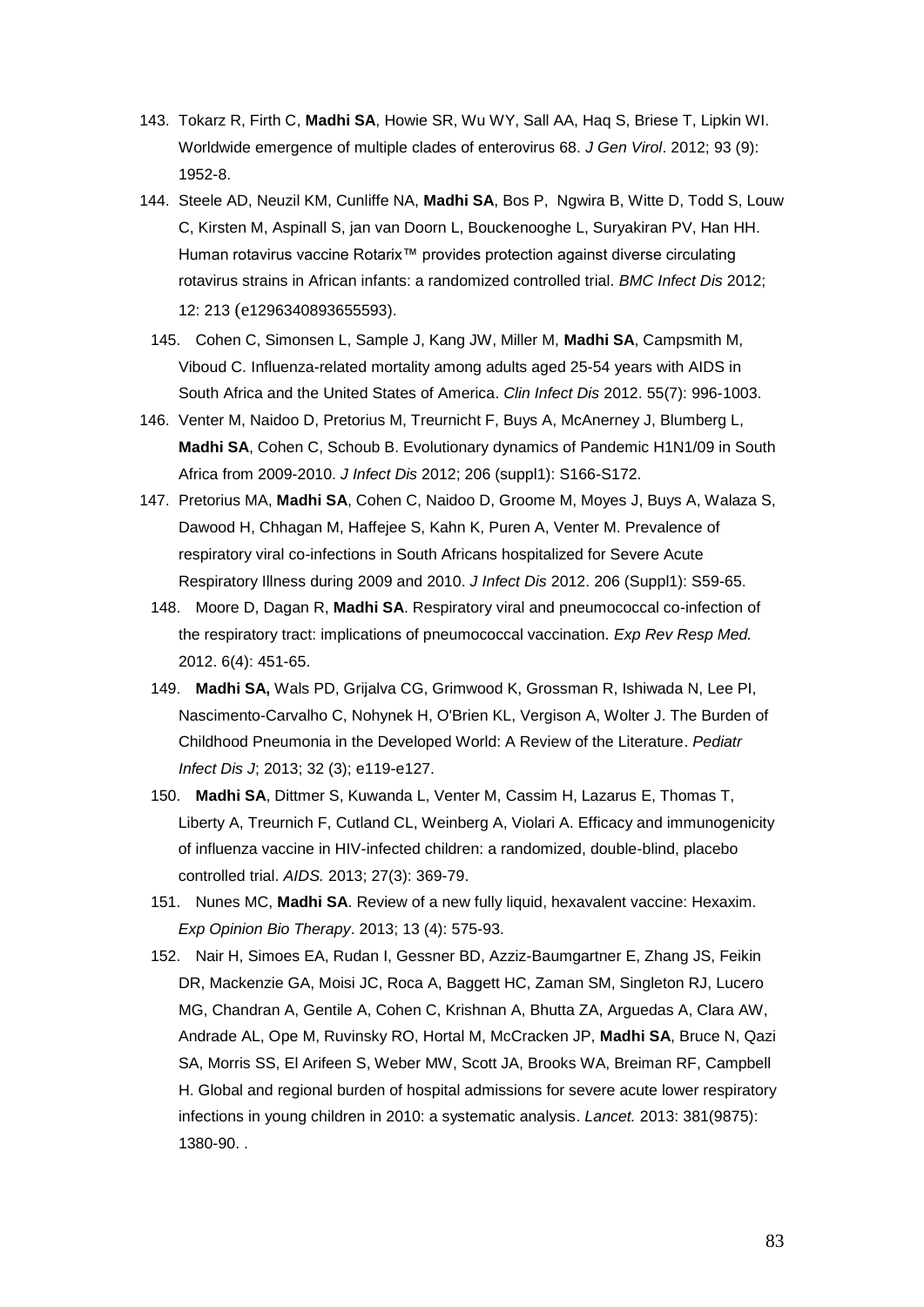143. Tokarz R, Firth C, **Madhi SA**, Howie SR, Wu WY, Sall AA, Haq S, Briese T, Lipkin WI. Worldwide emergence of multiple clades of enterovirus 68. *J Gen Virol*. 2012; 93 (9): 1952-8.
144. Steele AD, Neuzil KM, Cunliffe NA, **Madhi SA**, Bos P, Ngwira B, Witte D, Todd S, Louw C, Kirsten M, Aspinall S, jan van Doorn L, Bouckenooghe L, Suryakiran PV, Han HH. Human rotavirus vaccine Rotarix™ provides protection against diverse circulating rotavirus strains in African infants: a randomized controlled trial. *BMC Infect Dis* 2012; 12: 213 (e1296340893655593).
145. Cohen C, Simonsen L, Sample J, Kang JW, Miller M, **Madhi SA**, Campsmith M, Viboud C. Influenza-related mortality among adults aged 25-54 years with AIDS in South Africa and the United States of America. *Clin Infect Dis* 2012. 55(7): 996-1003.
146. Venter M, Naidoo D, Pretorius M, Treurnicht F, Buys A, McAnerney J, Blumberg L, **Madhi SA**, Cohen C, Schoub B. Evolutionary dynamics of Pandemic H1N1/09 in South Africa from 2009-2010. *J Infect Dis* 2012; 206 (suppl1): S166-S172.
147. Pretorius MA, **Madhi SA**, Cohen C, Naidoo D, Groome M, Moyes J, Buys A, Walaza S, Dawood H, Chhagan M, Haffejee S, Kahn K, Puren A, Venter M. Prevalence of respiratory viral co-infections in South Africans hospitalized for Severe Acute Respiratory Illness during 2009 and 2010. *J Infect Dis* 2012. 206 (Suppl1): S59-65.
148. Moore D, Dagan R, **Madhi SA**. Respiratory viral and pneumococcal co-infection of the respiratory tract: implications of pneumococcal vaccination. *Exp Rev Resp Med.* 2012. 6(4): 451-65.
149. **Madhi SA,** Wals PD, Grijalva CG, Grimwood K, Grossman R, Ishiwada N, Lee PI, Nascimento-Carvalho C, Nohynek H, O'Brien KL, Vergison A, Wolter J. The Burden of Childhood Pneumonia in the Developed World: A Review of the Literature. *Pediatr Infect Dis J*; 2013; 32 (3); e119-e127.
150. **Madhi SA**, Dittmer S, Kuwanda L, Venter M, Cassim H, Lazarus E, Thomas T, Liberty A, Treurnich F, Cutland CL, Weinberg A, Violari A. Efficacy and immunogenicity of influenza vaccine in HIV-infected children: a randomized, double-blind, placebo controlled trial. *AIDS.* 2013; 27(3): 369-79.
151. Nunes MC, **Madhi SA**. Review of a new fully liquid, hexavalent vaccine: Hexaxim. *Exp Opinion Bio Therapy*. 2013; 13 (4): 575-93.
152. Nair H, Simoes EA, Rudan I, Gessner BD, Azziz-Baumgartner E, Zhang JS, Feikin DR, Mackenzie GA, Moisi JC, Roca A, Baggett HC, Zaman SM, Singleton RJ, Lucero MG, Chandran A, Gentile A, Cohen C, Krishnan A, Bhutta ZA, Arguedas A, Clara AW, Andrade AL, Ope M, Ruvinsky RO, Hortal M, McCracken JP, **Madhi SA**, Bruce N, Qazi SA, Morris SS, El Arifeen S, Weber MW, Scott JA, Brooks WA, Breiman RF, Campbell H. Global and regional burden of hospital admissions for severe acute lower respiratory infections in young children in 2010: a systematic analysis. *Lancet.* 2013: 381(9875): 1380-90. .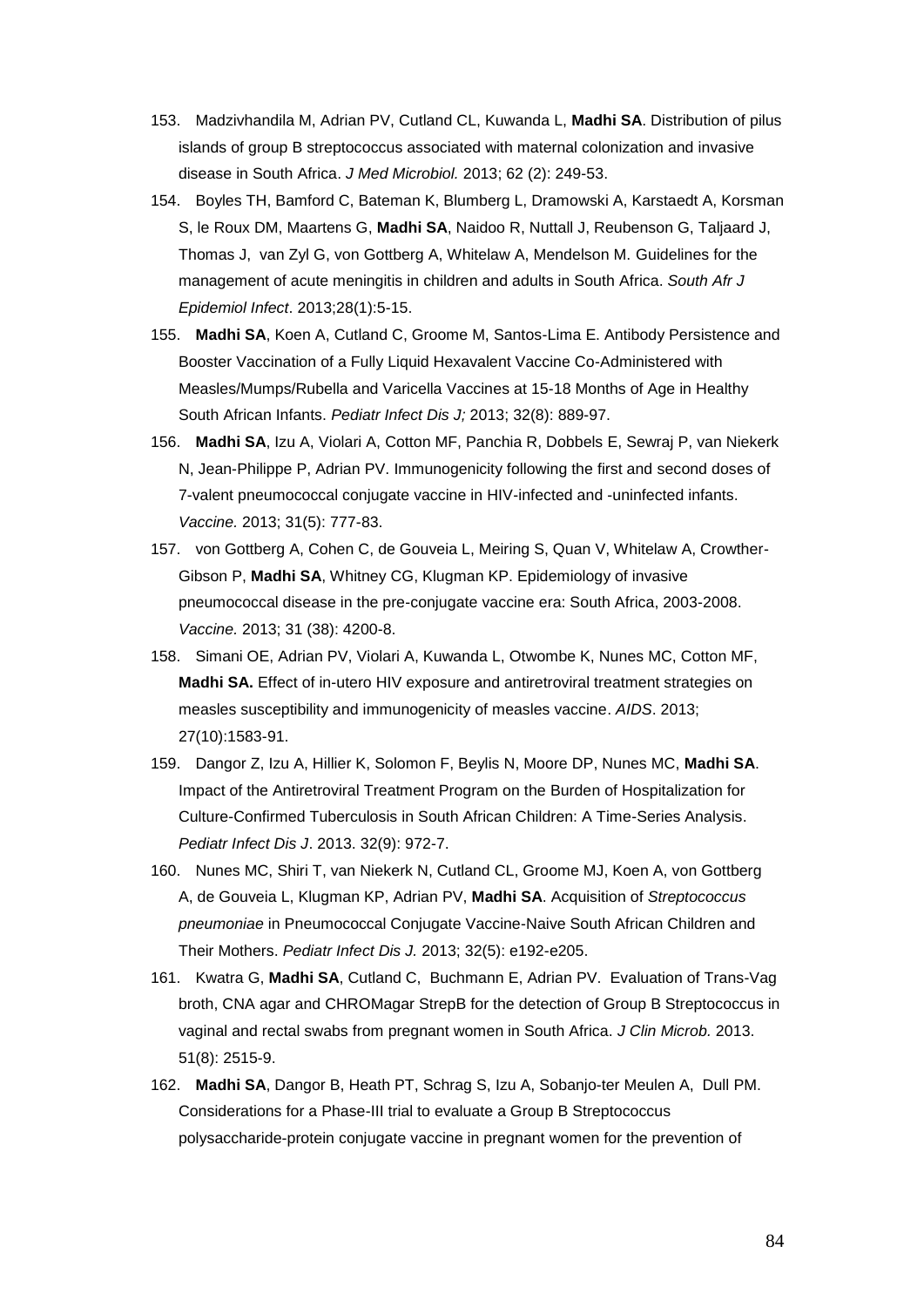153. Madzivhandila M, Adrian PV, Cutland CL, Kuwanda L, **Madhi SA**. Distribution of pilus islands of group B streptococcus associated with maternal colonization and invasive disease in South Africa. *J Med Microbiol.* 2013; 62 (2): 249-53.

154. Boyles TH, Bamford C, Bateman K, Blumberg L, Dramowski A, Karstaedt A, Korsman S, le Roux DM, Maartens G, **Madhi SA**, Naidoo R, Nuttall J, Reubenson G, Taljaard J, Thomas J, van Zyl G, von Gottberg A, Whitelaw A, Mendelson M. Guidelines for the management of acute meningitis in children and adults in South Africa. *South Afr J Epidemiol Infect*. 2013;28(1):5-15.

155. **Madhi SA**, Koen A, Cutland C, Groome M, Santos-Lima E. Antibody Persistence and Booster Vaccination of a Fully Liquid Hexavalent Vaccine Co-Administered with Measles/Mumps/Rubella and Varicella Vaccines at 15-18 Months of Age in Healthy South African Infants. *Pediatr Infect Dis J;* 2013; 32(8): 889-97.

156. **Madhi SA**, Izu A, Violari A, Cotton MF, Panchia R, Dobbels E, Sewraj P, van Niekerk N, Jean-Philippe P, Adrian PV. Immunogenicity following the first and second doses of 7-valent pneumococcal conjugate vaccine in HIV-infected and -uninfected infants. *Vaccine.* 2013; 31(5): 777-83.

157. von Gottberg A, Cohen C, de Gouveia L, Meiring S, Quan V, Whitelaw A, Crowther-Gibson P, **Madhi SA**, Whitney CG, Klugman KP. Epidemiology of invasive pneumococcal disease in the pre-conjugate vaccine era: South Africa, 2003-2008. *Vaccine.* 2013; 31 (38): 4200-8.

158. Simani OE, Adrian PV, Violari A, Kuwanda L, Otwombe K, Nunes MC, Cotton MF, **Madhi SA.** Effect of in-utero HIV exposure and antiretroviral treatment strategies on measles susceptibility and immunogenicity of measles vaccine. *AIDS*. 2013; 27(10):1583-91.

159. Dangor Z, Izu A, Hillier K, Solomon F, Beylis N, Moore DP, Nunes MC, **Madhi SA**. Impact of the Antiretroviral Treatment Program on the Burden of Hospitalization for Culture-Confirmed Tuberculosis in South African Children: A Time-Series Analysis. *Pediatr Infect Dis J*. 2013. 32(9): 972-7.

160. Nunes MC, Shiri T, van Niekerk N, Cutland CL, Groome MJ, Koen A, von Gottberg A, de Gouveia L, Klugman KP, Adrian PV, **Madhi SA**. Acquisition of *Streptococcus pneumoniae* in Pneumococcal Conjugate Vaccine-Naive South African Children and Their Mothers. *Pediatr Infect Dis J.* 2013; 32(5): e192-e205.

161. Kwatra G, **Madhi SA**, Cutland C, Buchmann E, Adrian PV. Evaluation of Trans-Vag broth, CNA agar and CHROMagar StrepB for the detection of Group B Streptococcus in vaginal and rectal swabs from pregnant women in South Africa. *J Clin Microb.* 2013. 51(8): 2515-9.

162. **Madhi SA**, Dangor B, Heath PT, Schrag S, Izu A, Sobanjo-ter Meulen A, Dull PM. Considerations for a Phase-III trial to evaluate a Group B Streptococcus polysaccharide-protein conjugate vaccine in pregnant women for the prevention of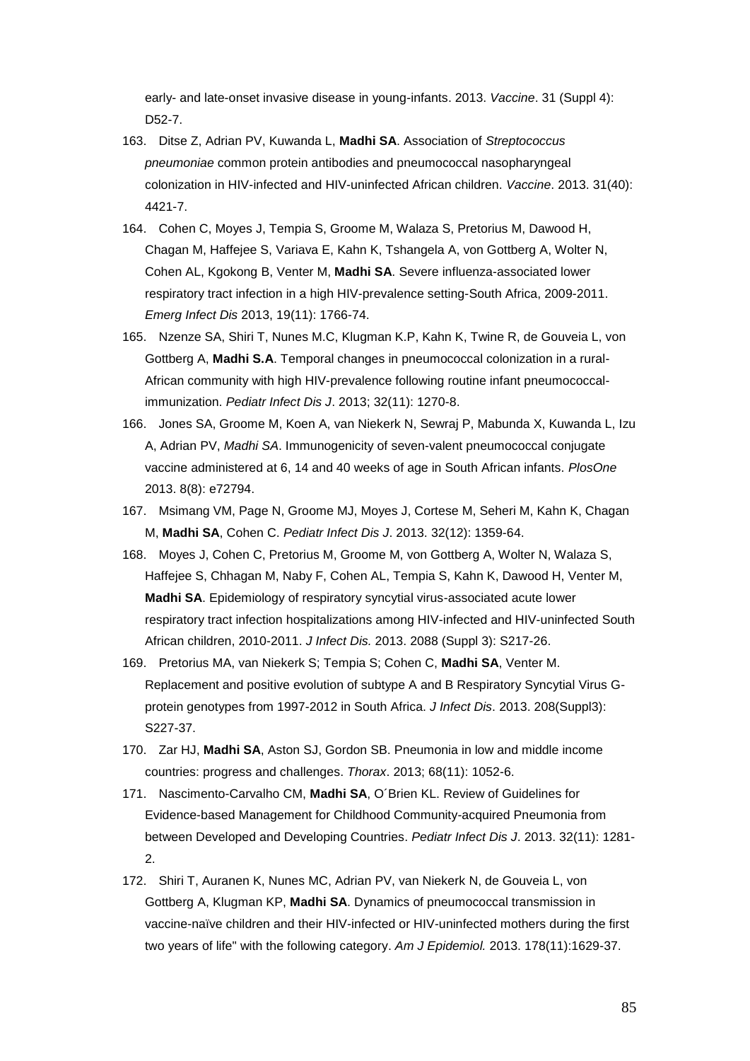early- and late-onset invasive disease in young-infants. 2013. *Vaccine*. 31 (Suppl 4): D52-7.

163. Ditse Z, Adrian PV, Kuwanda L, **Madhi SA**. Association of *Streptococcus pneumoniae* common protein antibodies and pneumococcal nasopharyngeal colonization in HIV-infected and HIV-uninfected African children. *Vaccine*. 2013. 31(40): 4421-7.
164. Cohen C, Moyes J, Tempia S, Groome M, Walaza S, Pretorius M, Dawood H, Chagan M, Haffejee S, Variava E, Kahn K, Tshangela A, von Gottberg A, Wolter N, Cohen AL, Kgokong B, Venter M, **Madhi SA**. Severe influenza-associated lower respiratory tract infection in a high HIV-prevalence setting-South Africa, 2009-2011. *Emerg Infect Dis* 2013, 19(11): 1766-74.
165. Nzenze SA, Shiri T, Nunes M.C, Klugman K.P, Kahn K, Twine R, de Gouveia L, von Gottberg A, **Madhi S.A**. Temporal changes in pneumococcal colonization in a rural-African community with high HIV-prevalence following routine infant pneumococcal-immunization. *Pediatr Infect Dis J*. 2013; 32(11): 1270-8.
166. Jones SA, Groome M, Koen A, van Niekerk N, Sewraj P, Mabunda X, Kuwanda L, Izu A, Adrian PV, *Madhi SA*. Immunogenicity of seven-valent pneumococcal conjugate vaccine administered at 6, 14 and 40 weeks of age in South African infants. *PlosOne* 2013. 8(8): e72794.
167. Msimang VM, Page N, Groome MJ, Moyes J, Cortese M, Seheri M, Kahn K, Chagan M, **Madhi SA**, Cohen C. *Pediatr Infect Dis J*. 2013. 32(12): 1359-64.
168. Moyes J, Cohen C, Pretorius M, Groome M, von Gottberg A, Wolter N, Walaza S, Haffejee S, Chhagan M, Naby F, Cohen AL, Tempia S, Kahn K, Dawood H, Venter M, **Madhi SA**. Epidemiology of respiratory syncytial virus-associated acute lower respiratory tract infection hospitalizations among HIV-infected and HIV-uninfected South African children, 2010-2011. *J Infect Dis.* 2013. 2088 (Suppl 3): S217-26.
169. Pretorius MA, van Niekerk S; Tempia S; Cohen C, **Madhi SA**, Venter M. Replacement and positive evolution of subtype A and B Respiratory Syncytial Virus G-protein genotypes from 1997-2012 in South Africa. *J Infect Dis*. 2013. 208(Suppl3): S227-37.
170. Zar HJ, **Madhi SA**, Aston SJ, Gordon SB. Pneumonia in low and middle income countries: progress and challenges. *Thorax*. 2013; 68(11): 1052-6.
171. Nascimento-Carvalho CM, **Madhi SA**, O´Brien KL. Review of Guidelines for Evidence-based Management for Childhood Community-acquired Pneumonia from between Developed and Developing Countries. *Pediatr Infect Dis J*. 2013. 32(11): 1281-2.
172. Shiri T, Auranen K, Nunes MC, Adrian PV, van Niekerk N, de Gouveia L, von Gottberg A, Klugman KP, **Madhi SA**. Dynamics of pneumococcal transmission in vaccine-naïve children and their HIV-infected or HIV-uninfected mothers during the first two years of life" with the following category. *Am J Epidemiol.* 2013. 178(11):1629-37.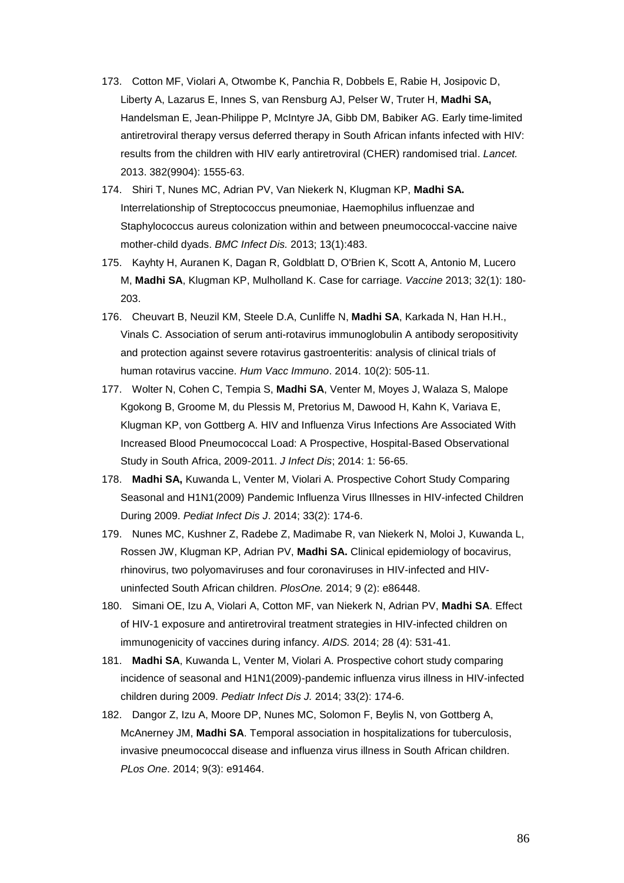173. Cotton MF, Violari A, Otwombe K, Panchia R, Dobbels E, Rabie H, Josipovic D, Liberty A, Lazarus E, Innes S, van Rensburg AJ, Pelser W, Truter H, **Madhi SA,** Handelsman E, Jean-Philippe P, McIntyre JA, Gibb DM, Babiker AG. Early time-limited antiretroviral therapy versus deferred therapy in South African infants infected with HIV: results from the children with HIV early antiretroviral (CHER) randomised trial. *Lancet.* 2013. 382(9904): 1555-63.

174. Shiri T, Nunes MC, Adrian PV, Van Niekerk N, Klugman KP, **Madhi SA.** Interrelationship of Streptococcus pneumoniae, Haemophilus influenzae and Staphylococcus aureus colonization within and between pneumococcal-vaccine naive mother-child dyads. *BMC Infect Dis.* 2013; 13(1):483.

175. Kayhty H, Auranen K, Dagan R, Goldblatt D, O'Brien K, Scott A, Antonio M, Lucero M, **Madhi SA**, Klugman KP, Mulholland K. Case for carriage. *Vaccine* 2013; 32(1): 180-203.

176. Cheuvart B, Neuzil KM, Steele D.A, Cunliffe N, **Madhi SA**, Karkada N, Han H.H., Vinals C. Association of serum anti-rotavirus immunoglobulin A antibody seropositivity and protection against severe rotavirus gastroenteritis: analysis of clinical trials of human rotavirus vaccine. *Hum Vacc Immuno*. 2014. 10(2): 505-11.

177. Wolter N, Cohen C, Tempia S, **Madhi SA**, Venter M, Moyes J, Walaza S, Malope Kgokong B, Groome M, du Plessis M, Pretorius M, Dawood H, Kahn K, Variava E, Klugman KP, von Gottberg A. HIV and Influenza Virus Infections Are Associated With Increased Blood Pneumococcal Load: A Prospective, Hospital-Based Observational Study in South Africa, 2009-2011. *J Infect Dis*; 2014: 1: 56-65.

178. **Madhi SA,** Kuwanda L, Venter M, Violari A. Prospective Cohort Study Comparing Seasonal and H1N1(2009) Pandemic Influenza Virus Illnesses in HIV-infected Children During 2009. *Pediat Infect Dis J*. 2014; 33(2): 174-6.

179. Nunes MC, Kushner Z, Radebe Z, Madimabe R, van Niekerk N, Moloi J, Kuwanda L, Rossen JW, Klugman KP, Adrian PV, **Madhi SA.** Clinical epidemiology of bocavirus, rhinovirus, two polyomaviruses and four coronaviruses in HIV-infected and HIV-uninfected South African children. *PlosOne.* 2014; 9 (2): e86448.

180. Simani OE, Izu A, Violari A, Cotton MF, van Niekerk N, Adrian PV, **Madhi SA**. Effect of HIV-1 exposure and antiretroviral treatment strategies in HIV-infected children on immunogenicity of vaccines during infancy. *AIDS.* 2014; 28 (4): 531-41.

181. **Madhi SA**, Kuwanda L, Venter M, Violari A. Prospective cohort study comparing incidence of seasonal and H1N1(2009)-pandemic influenza virus illness in HIV-infected children during 2009. *Pediatr Infect Dis J.* 2014; 33(2): 174-6.

182. Dangor Z, Izu A, Moore DP, Nunes MC, Solomon F, Beylis N, von Gottberg A, McAnerney JM, **Madhi SA**. Temporal association in hospitalizations for tuberculosis, invasive pneumococcal disease and influenza virus illness in South African children. *PLos One*. 2014; 9(3): e91464.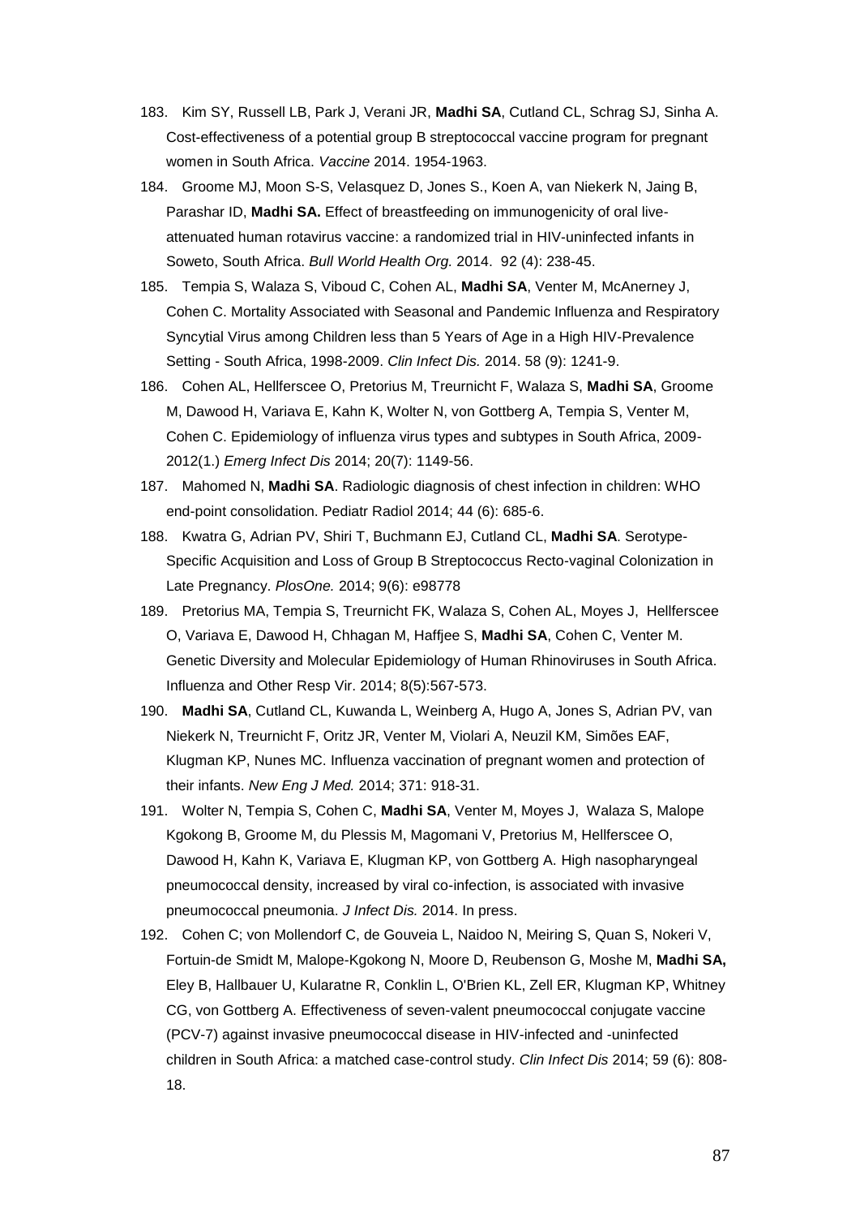183. Kim SY, Russell LB, Park J, Verani JR, **Madhi SA**, Cutland CL, Schrag SJ, Sinha A. Cost-effectiveness of a potential group B streptococcal vaccine program for pregnant women in South Africa. *Vaccine* 2014. 1954-1963.

184. Groome MJ, Moon S-S, Velasquez D, Jones S., Koen A, van Niekerk N, Jaing B, Parashar ID, **Madhi SA.** Effect of breastfeeding on immunogenicity of oral live-attenuated human rotavirus vaccine: a randomized trial in HIV-uninfected infants in Soweto, South Africa. *Bull World Health Org.* 2014. 92 (4): 238-45.

185. Tempia S, Walaza S, Viboud C, Cohen AL, **Madhi SA**, Venter M, McAnerney J, Cohen C. Mortality Associated with Seasonal and Pandemic Influenza and Respiratory Syncytial Virus among Children less than 5 Years of Age in a High HIV-Prevalence Setting - South Africa, 1998-2009. *Clin Infect Dis.* 2014. 58 (9): 1241-9.

186. Cohen AL, Hellferscee O, Pretorius M, Treurnicht F, Walaza S, **Madhi SA**, Groome M, Dawood H, Variava E, Kahn K, Wolter N, von Gottberg A, Tempia S, Venter M, Cohen C. Epidemiology of influenza virus types and subtypes in South Africa, 2009-2012(1.) *Emerg Infect Dis* 2014; 20(7): 1149-56.

187. Mahomed N, **Madhi SA**. Radiologic diagnosis of chest infection in children: WHO end-point consolidation. Pediatr Radiol 2014; 44 (6): 685-6.

188. Kwatra G, Adrian PV, Shiri T, Buchmann EJ, Cutland CL, **Madhi SA**. Serotype-Specific Acquisition and Loss of Group B Streptococcus Recto-vaginal Colonization in Late Pregnancy. *PlosOne.* 2014; 9(6): e98778

189. Pretorius MA, Tempia S, Treurnicht FK, Walaza S, Cohen AL, Moyes J, Hellferscee O, Variava E, Dawood H, Chhagan M, Haffjee S, **Madhi SA**, Cohen C, Venter M. Genetic Diversity and Molecular Epidemiology of Human Rhinoviruses in South Africa. Influenza and Other Resp Vir. 2014; 8(5):567-573.

190. **Madhi SA**, Cutland CL, Kuwanda L, Weinberg A, Hugo A, Jones S, Adrian PV, van Niekerk N, Treurnicht F, Oritz JR, Venter M, Violari A, Neuzil KM, Simões EAF, Klugman KP, Nunes MC. Influenza vaccination of pregnant women and protection of their infants. *New Eng J Med.* 2014; 371: 918-31.

191. Wolter N, Tempia S, Cohen C, **Madhi SA**, Venter M, Moyes J, Walaza S, Malope Kgokong B, Groome M, du Plessis M, Magomani V, Pretorius M, Hellferscee O, Dawood H, Kahn K, Variava E, Klugman KP, von Gottberg A. High nasopharyngeal pneumococcal density, increased by viral co-infection, is associated with invasive pneumococcal pneumonia. *J Infect Dis.* 2014. In press.

192. Cohen C; von Mollendorf C, de Gouveia L, Naidoo N, Meiring S, Quan S, Nokeri V, Fortuin-de Smidt M, Malope-Kgokong N, Moore D, Reubenson G, Moshe M, **Madhi SA,** Eley B, Hallbauer U, Kularatne R, Conklin L, O'Brien KL, Zell ER, Klugman KP, Whitney CG, von Gottberg A. Effectiveness of seven-valent pneumococcal conjugate vaccine (PCV-7) against invasive pneumococcal disease in HIV-infected and -uninfected children in South Africa: a matched case-control study. *Clin Infect Dis* 2014; 59 (6): 808-18.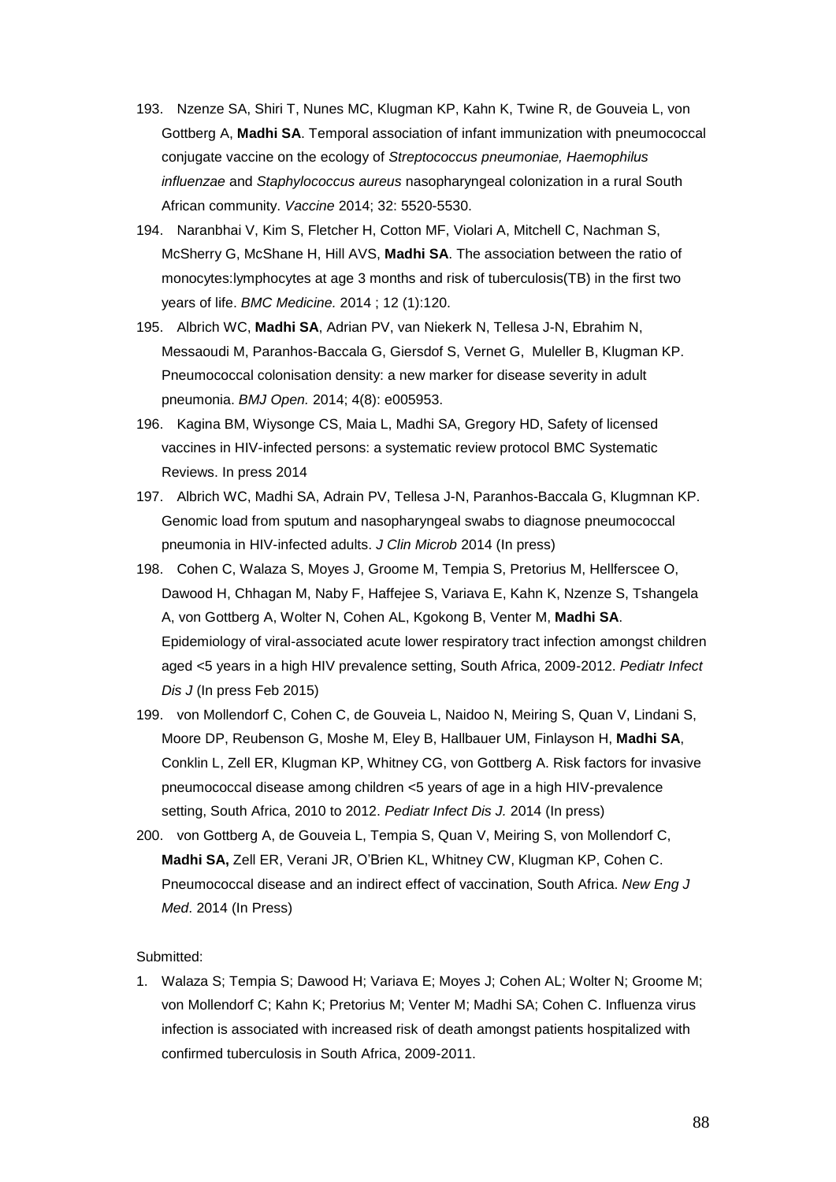193. Nzenze SA, Shiri T, Nunes MC, Klugman KP, Kahn K, Twine R, de Gouveia L, von Gottberg A, **Madhi SA**. Temporal association of infant immunization with pneumococcal conjugate vaccine on the ecology of *Streptococcus pneumoniae, Haemophilus influenzae* and *Staphylococcus aureus* nasopharyngeal colonization in a rural South African community. *Vaccine* 2014; 32: 5520-5530.

194. Naranbhai V, Kim S, Fletcher H, Cotton MF, Violari A, Mitchell C, Nachman S, McSherry G, McShane H, Hill AVS, **Madhi SA**. The association between the ratio of monocytes:lymphocytes at age 3 months and risk of tuberculosis(TB) in the first two years of life. *BMC Medicine.* 2014 ; 12 (1):120.

195. Albrich WC, **Madhi SA**, Adrian PV, van Niekerk N, Tellesa J-N, Ebrahim N, Messaoudi M, Paranhos-Baccala G, Giersdof S, Vernet G, Muleller B, Klugman KP. Pneumococcal colonisation density: a new marker for disease severity in adult pneumonia. *BMJ Open.* 2014; 4(8): e005953.

196. Kagina BM, Wiysonge CS, Maia L, Madhi SA, Gregory HD, Safety of licensed vaccines in HIV-infected persons: a systematic review protocol BMC Systematic Reviews. In press 2014

197. Albrich WC, Madhi SA, Adrain PV, Tellesa J-N, Paranhos-Baccala G, Klugmnan KP. Genomic load from sputum and nasopharyngeal swabs to diagnose pneumococcal pneumonia in HIV-infected adults. *J Clin Microb* 2014 (In press)

198. Cohen C, Walaza S, Moyes J, Groome M, Tempia S, Pretorius M, Hellferscee O, Dawood H, Chhagan M, Naby F, Haffejee S, Variava E, Kahn K, Nzenze S, Tshangela A, von Gottberg A, Wolter N, Cohen AL, Kgokong B, Venter M, **Madhi SA**. Epidemiology of viral-associated acute lower respiratory tract infection amongst children aged <5 years in a high HIV prevalence setting, South Africa, 2009-2012. *Pediatr Infect Dis J* (In press Feb 2015)

199. von Mollendorf C, Cohen C, de Gouveia L, Naidoo N, Meiring S, Quan V, Lindani S, Moore DP, Reubenson G, Moshe M, Eley B, Hallbauer UM, Finlayson H, **Madhi SA**, Conklin L, Zell ER, Klugman KP, Whitney CG, von Gottberg A. Risk factors for invasive pneumococcal disease among children <5 years of age in a high HIV-prevalence setting, South Africa, 2010 to 2012. *Pediatr Infect Dis J.* 2014 (In press)

200. von Gottberg A, de Gouveia L, Tempia S, Quan V, Meiring S, von Mollendorf C, **Madhi SA,** Zell ER, Verani JR, O'Brien KL, Whitney CW, Klugman KP, Cohen C. Pneumococcal disease and an indirect effect of vaccination, South Africa. *New Eng J Med*. 2014 (In Press)

Submitted:

1. Walaza S; Tempia S; Dawood H; Variava E; Moyes J; Cohen AL; Wolter N; Groome M; von Mollendorf C; Kahn K; Pretorius M; Venter M; Madhi SA; Cohen C. Influenza virus infection is associated with increased risk of death amongst patients hospitalized with confirmed tuberculosis in South Africa, 2009-2011.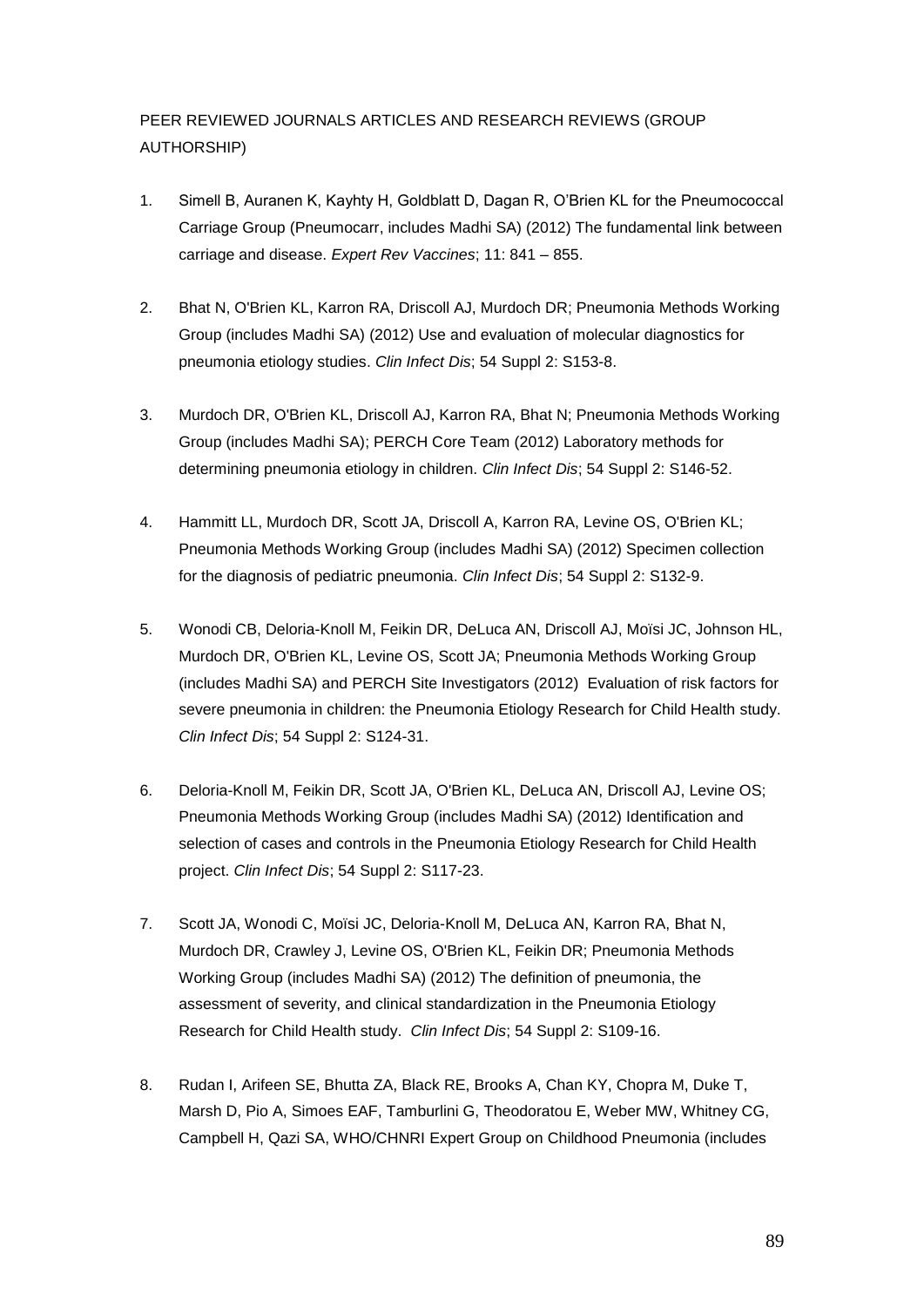PEER REVIEWED JOURNALS ARTICLES AND RESEARCH REVIEWS (GROUP AUTHORSHIP)

1. Simell B, Auranen K, Kayhty H, Goldblatt D, Dagan R, O'Brien KL for the Pneumococcal Carriage Group (Pneumocarr, includes Madhi SA) (2012) The fundamental link between carriage and disease. *Expert Rev Vaccines*; 11: 841 – 855.

2. Bhat N, O'Brien KL, Karron RA, Driscoll AJ, Murdoch DR; Pneumonia Methods Working Group (includes Madhi SA) (2012) Use and evaluation of molecular diagnostics for pneumonia etiology studies. *Clin Infect Dis*; 54 Suppl 2: S153-8.

3. Murdoch DR, O'Brien KL, Driscoll AJ, Karron RA, Bhat N; Pneumonia Methods Working Group (includes Madhi SA); PERCH Core Team (2012) Laboratory methods for determining pneumonia etiology in children. *Clin Infect Dis*; 54 Suppl 2: S146-52.

4. Hammitt LL, Murdoch DR, Scott JA, Driscoll A, Karron RA, Levine OS, O'Brien KL; Pneumonia Methods Working Group (includes Madhi SA) (2012) Specimen collection for the diagnosis of pediatric pneumonia. *Clin Infect Dis*; 54 Suppl 2: S132-9.

5. Wonodi CB, Deloria-Knoll M, Feikin DR, DeLuca AN, Driscoll AJ, Moïsi JC, Johnson HL, Murdoch DR, O'Brien KL, Levine OS, Scott JA; Pneumonia Methods Working Group (includes Madhi SA) and PERCH Site Investigators (2012) Evaluation of risk factors for severe pneumonia in children: the Pneumonia Etiology Research for Child Health study. *Clin Infect Dis*; 54 Suppl 2: S124-31.

6. Deloria-Knoll M, Feikin DR, Scott JA, O'Brien KL, DeLuca AN, Driscoll AJ, Levine OS; Pneumonia Methods Working Group (includes Madhi SA) (2012) Identification and selection of cases and controls in the Pneumonia Etiology Research for Child Health project. *Clin Infect Dis*; 54 Suppl 2: S117-23.

7. Scott JA, Wonodi C, Moïsi JC, Deloria-Knoll M, DeLuca AN, Karron RA, Bhat N, Murdoch DR, Crawley J, Levine OS, O'Brien KL, Feikin DR; Pneumonia Methods Working Group (includes Madhi SA) (2012) The definition of pneumonia, the assessment of severity, and clinical standardization in the Pneumonia Etiology Research for Child Health study. *Clin Infect Dis*; 54 Suppl 2: S109-16.

8. Rudan I, Arifeen SE, Bhutta ZA, Black RE, Brooks A, Chan KY, Chopra M, Duke T, Marsh D, Pio A, Simoes EAF, Tamburlini G, Theodoratou E, Weber MW, Whitney CG, Campbell H, Qazi SA, WHO/CHNRI Expert Group on Childhood Pneumonia (includes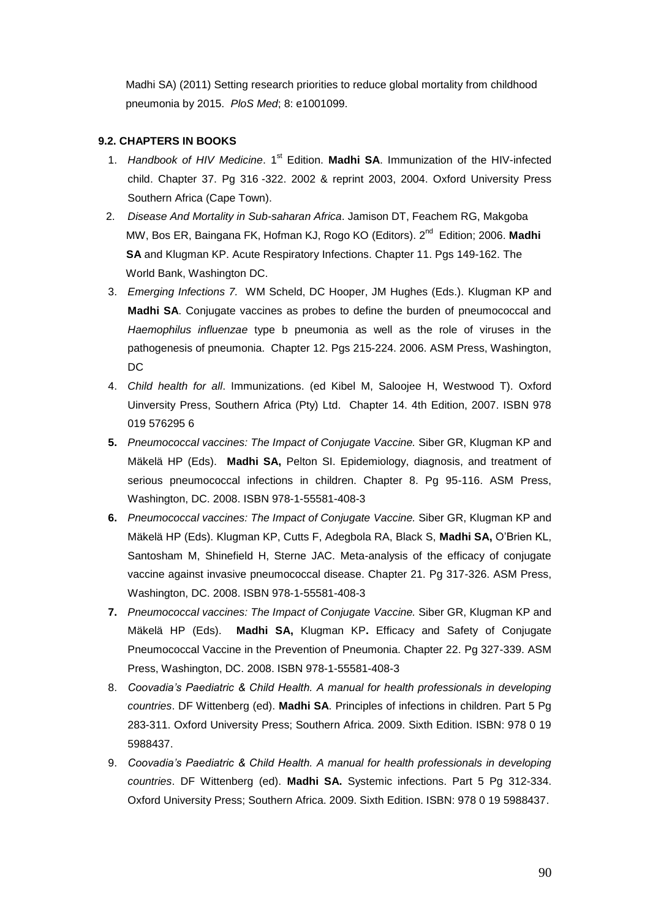Madhi SA) (2011) Setting research priorities to reduce global mortality from childhood pneumonia by 2015. *PloS Med*; 8: e1001099.

### 9.2. CHAPTERS IN BOOKS

1. *Handbook of HIV Medicine*. 1st Edition. **Madhi SA**. Immunization of the HIV-infected child. Chapter 37. Pg 316 -322. 2002 & reprint 2003, 2004. Oxford University Press Southern Africa (Cape Town).
2. *Disease And Mortality in Sub-saharan Africa*. Jamison DT, Feachem RG, Makgoba MW, Bos ER, Baingana FK, Hofman KJ, Rogo KO (Editors). 2nd Edition; 2006. **Madhi SA** and Klugman KP. Acute Respiratory Infections. Chapter 11. Pgs 149-162. The World Bank, Washington DC.
3. *Emerging Infections 7.* WM Scheld, DC Hooper, JM Hughes (Eds.). Klugman KP and **Madhi SA**. Conjugate vaccines as probes to define the burden of pneumococcal and *Haemophilus influenzae* type b pneumonia as well as the role of viruses in the pathogenesis of pneumonia. Chapter 12. Pgs 215-224. 2006. ASM Press, Washington, DC
4. *Child health for all*. Immunizations. (ed Kibel M, Saloojee H, Westwood T). Oxford Uinversity Press, Southern Africa (Pty) Ltd. Chapter 14. 4th Edition, 2007. ISBN 978 019 576295 6
5. *Pneumococcal vaccines: The Impact of Conjugate Vaccine.* Siber GR, Klugman KP and Mäkelä HP (Eds). **Madhi SA,** Pelton SI. Epidemiology, diagnosis, and treatment of serious pneumococcal infections in children. Chapter 8. Pg 95-116. ASM Press, Washington, DC. 2008. ISBN 978-1-55581-408-3
6. *Pneumococcal vaccines: The Impact of Conjugate Vaccine.* Siber GR, Klugman KP and Mäkelä HP (Eds). Klugman KP, Cutts F, Adegbola RA, Black S, **Madhi SA,** O'Brien KL, Santosham M, Shinefield H, Sterne JAC. Meta-analysis of the efficacy of conjugate vaccine against invasive pneumococcal disease. Chapter 21. Pg 317-326. ASM Press, Washington, DC. 2008. ISBN 978-1-55581-408-3
7. *Pneumococcal vaccines: The Impact of Conjugate Vaccine.* Siber GR, Klugman KP and Mäkelä HP (Eds). **Madhi SA,** Klugman KP**.** Efficacy and Safety of Conjugate Pneumococcal Vaccine in the Prevention of Pneumonia. Chapter 22. Pg 327-339. ASM Press, Washington, DC. 2008. ISBN 978-1-55581-408-3
8. *Coovadia's Paediatric & Child Health. A manual for health professionals in developing countries*. DF Wittenberg (ed). **Madhi SA**. Principles of infections in children. Part 5 Pg 283-311. Oxford University Press; Southern Africa. 2009. Sixth Edition. ISBN: 978 0 19 5988437.
9. *Coovadia's Paediatric & Child Health. A manual for health professionals in developing countries*. DF Wittenberg (ed). **Madhi SA.** Systemic infections. Part 5 Pg 312-334. Oxford University Press; Southern Africa. 2009. Sixth Edition. ISBN: 978 0 19 5988437.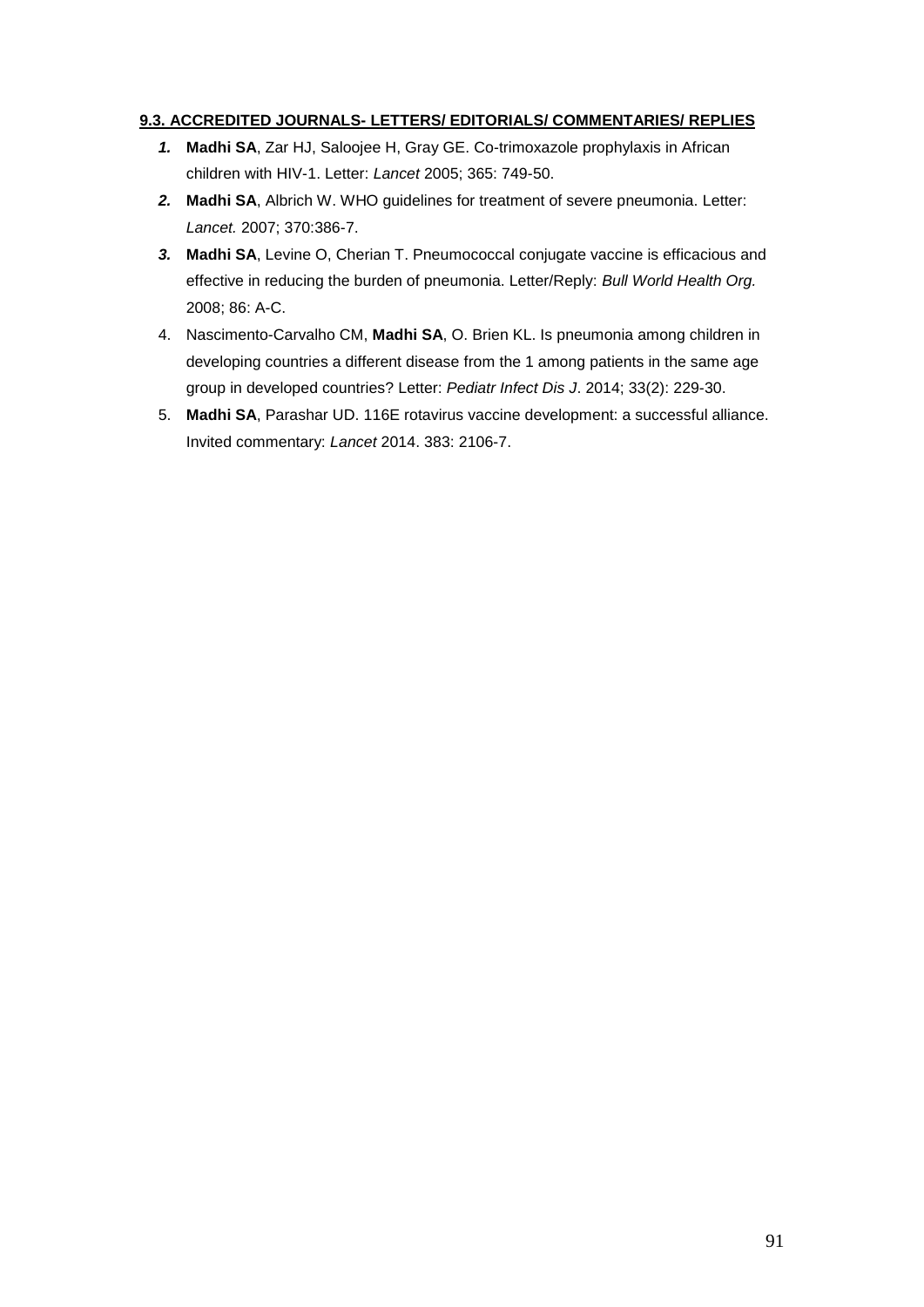**9.3. ACCREDITED JOURNALS- LETTERS/ EDITORIALS/ COMMENTARIES/ REPLIES**

1. **Madhi SA**, Zar HJ, Saloojee H, Gray GE. Co-trimoxazole prophylaxis in African children with HIV-1. Letter: *Lancet* 2005; 365: 749-50.
2. **Madhi SA**, Albrich W. WHO guidelines for treatment of severe pneumonia. Letter: *Lancet.* 2007; 370:386-7.
3. **Madhi SA**, Levine O, Cherian T. Pneumococcal conjugate vaccine is efficacious and effective in reducing the burden of pneumonia. Letter/Reply: *Bull World Health Org.* 2008; 86: A-C.
4. Nascimento-Carvalho CM, **Madhi SA**, O. Brien KL. Is pneumonia among children in developing countries a different disease from the 1 among patients in the same age group in developed countries? Letter: *Pediatr Infect Dis J*. 2014; 33(2): 229-30.
5. **Madhi SA**, Parashar UD. 116E rotavirus vaccine development: a successful alliance. Invited commentary: *Lancet* 2014. 383: 2106-7.